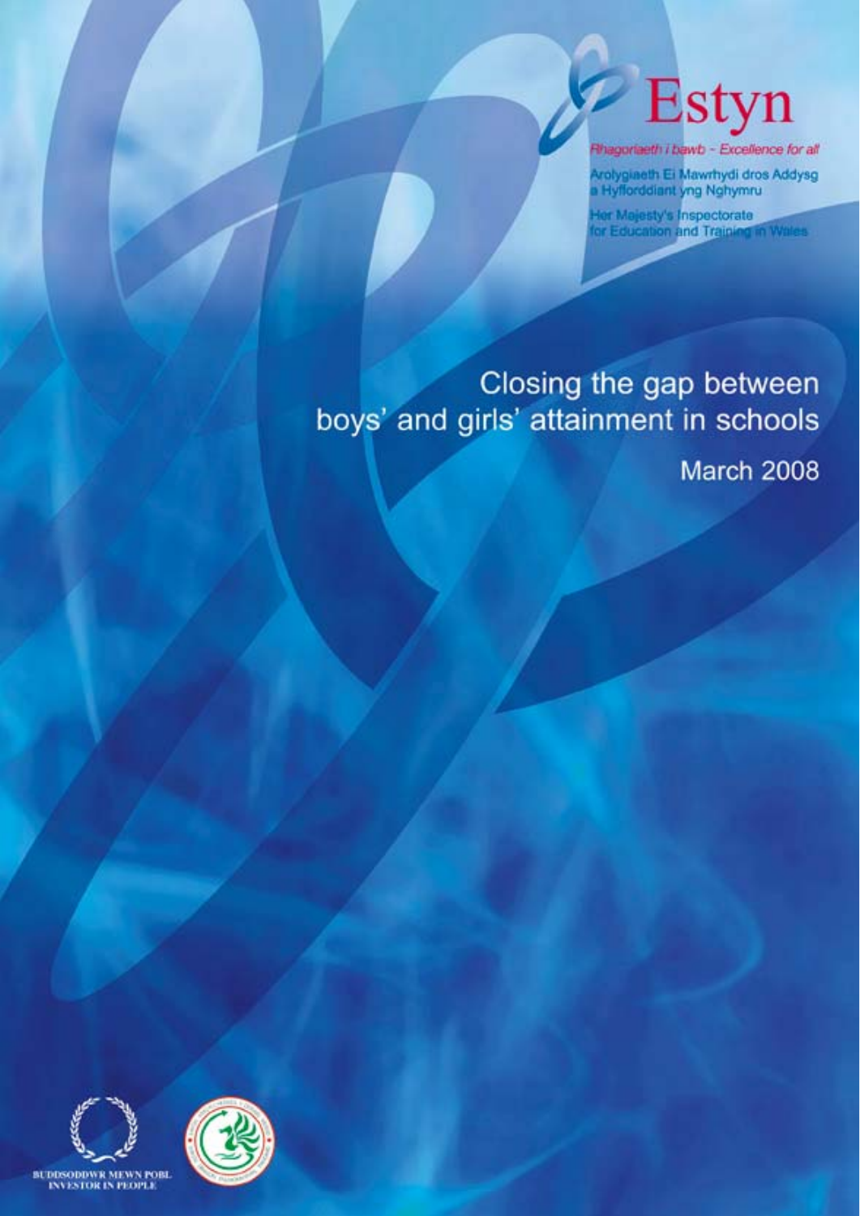Estyn

*Rhagoriaeth i bawb - Excellence for all*

Arolygiaeth Ei Mawrhydi dros Addysg a Hyfforddiant yng Nghymru

Her Majesty's Inspectorate for Education and Training in Wales

# Closing the gap between boys' and girls' attainment in schools

March 2008

BUDDSODDWR MEWN POBL
INVESTOR IN PEOPLE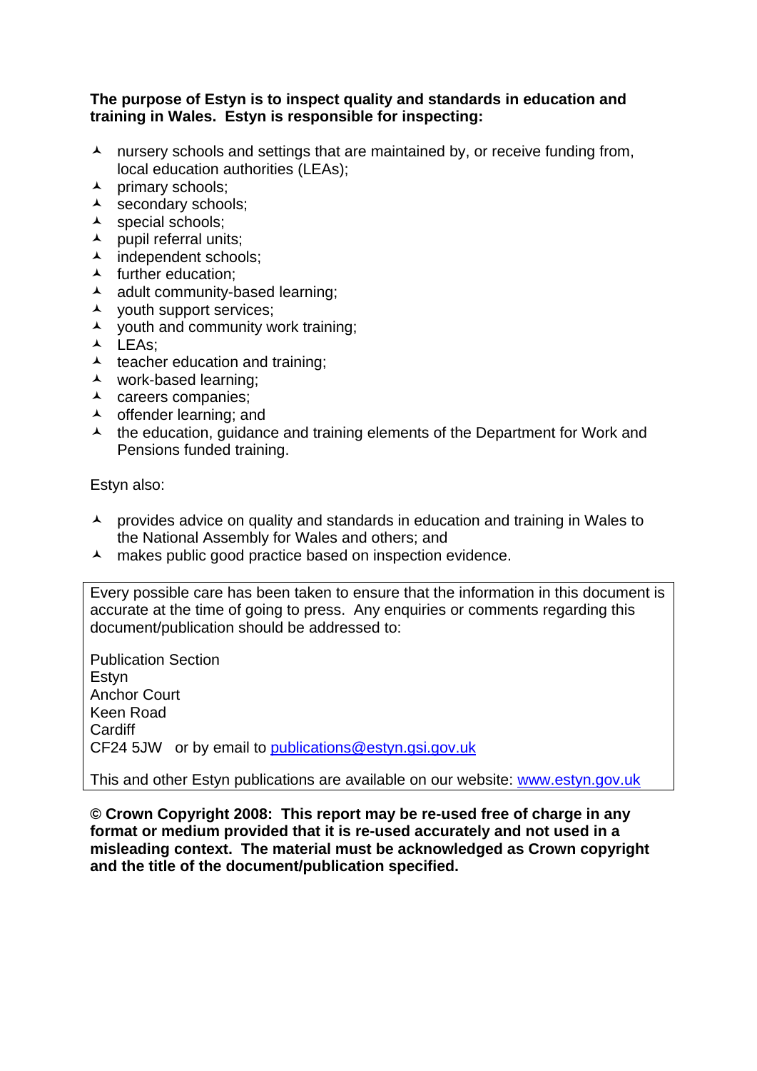**The purpose of Estyn is to inspect quality and standards in education and training in Wales. Estyn is responsible for inspecting:**

- nursery schools and settings that are maintained by, or receive funding from, local education authorities (LEAs);
- primary schools;
- secondary schools;
- special schools;
- pupil referral units;
- independent schools;
- further education;
- adult community-based learning;
- youth support services;
- youth and community work training;
- LEAs;
- teacher education and training;
- work-based learning;
- careers companies;
- offender learning; and
- the education, guidance and training elements of the Department for Work and Pensions funded training.

Estyn also:

- provides advice on quality and standards in education and training in Wales to the National Assembly for Wales and others; and
- makes public good practice based on inspection evidence.

Every possible care has been taken to ensure that the information in this document is accurate at the time of going to press. Any enquiries or comments regarding this document/publication should be addressed to:

Publication Section
Estyn
Anchor Court
Keen Road
Cardiff
CF24 5JW or by email to publications@estyn.gsi.gov.uk

This and other Estyn publications are available on our website: www.estyn.gov.uk

**© Crown Copyright 2008: This report may be re-used free of charge in any format or medium provided that it is re-used accurately and not used in a misleading context. The material must be acknowledged as Crown copyright and the title of the document/publication specified.**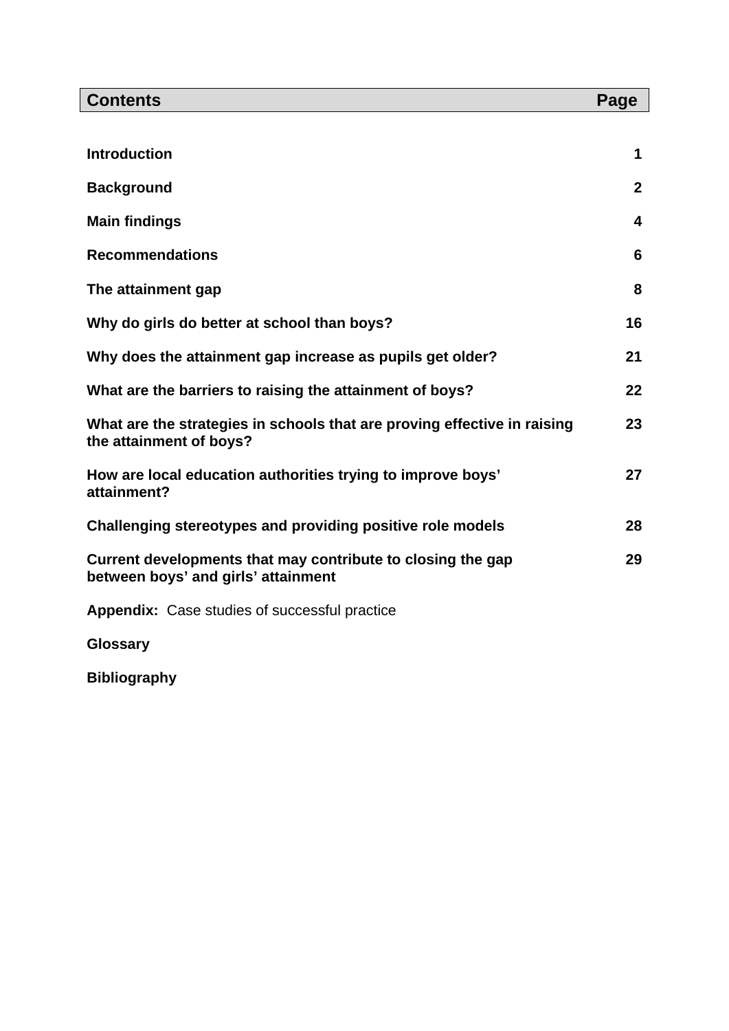| **Contents** | **Page** |
|---|---|
| **Introduction** | **1** |
| **Background** | **2** |
| **Main findings** | **4** |
| **Recommendations** | **6** |
| **The attainment gap** | **8** |
| **Why do girls do better at school than boys?** | **16** |
| **Why does the attainment gap increase as pupils get older?** | **21** |
| **What are the barriers to raising the attainment of boys?** | **22** |
| **What are the strategies in schools that are proving effective in raising the attainment of boys?** | **23** |
| **How are local education authorities trying to improve boys' attainment?** | **27** |
| **Challenging stereotypes and providing positive role models** | **28** |
| **Current developments that may contribute to closing the gap between boys' and girls' attainment** | **29** |
| **Appendix:** Case studies of successful practice | |
| **Glossary** | |
| **Bibliography** | |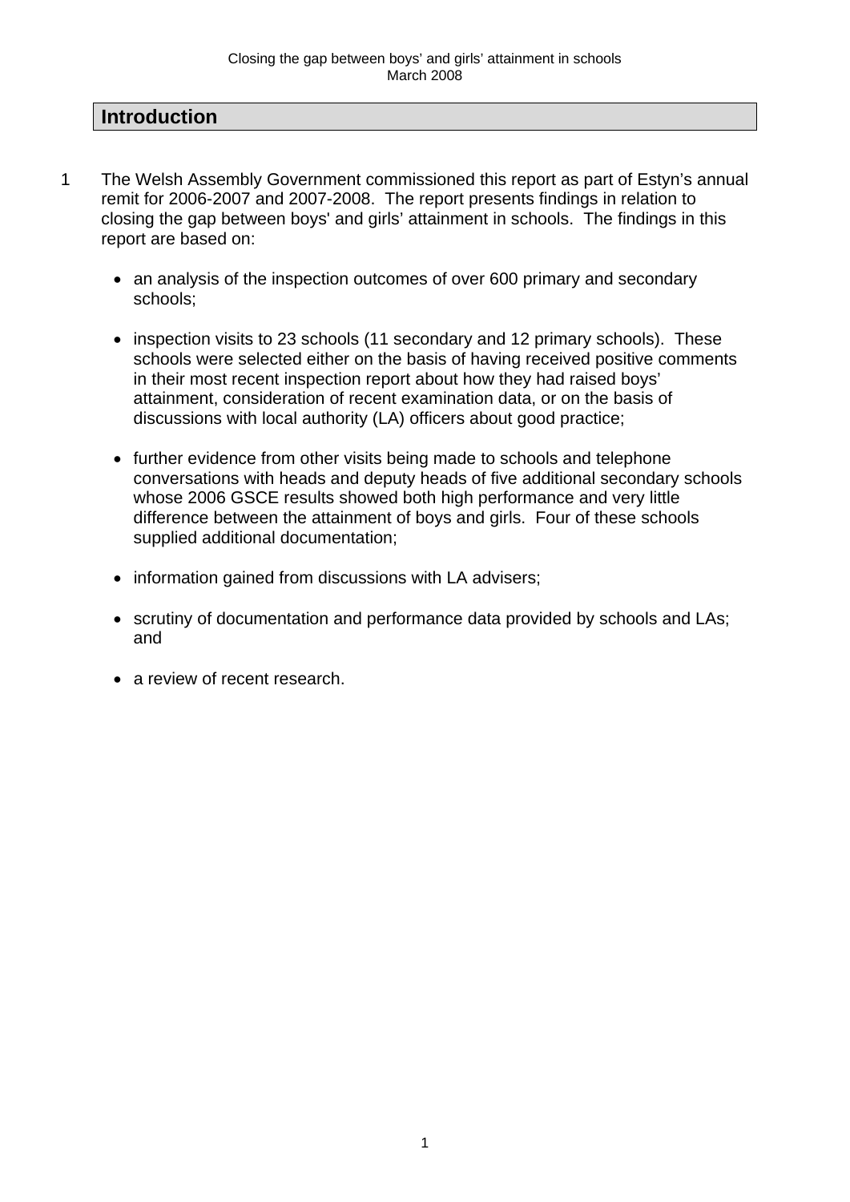## Introduction

1 The Welsh Assembly Government commissioned this report as part of Estyn's annual remit for 2006-2007 and 2007-2008. The report presents findings in relation to closing the gap between boys' and girls' attainment in schools. The findings in this report are based on:

- an analysis of the inspection outcomes of over 600 primary and secondary schools;

- inspection visits to 23 schools (11 secondary and 12 primary schools). These schools were selected either on the basis of having received positive comments in their most recent inspection report about how they had raised boys' attainment, consideration of recent examination data, or on the basis of discussions with local authority (LA) officers about good practice;

- further evidence from other visits being made to schools and telephone conversations with heads and deputy heads of five additional secondary schools whose 2006 GSCE results showed both high performance and very little difference between the attainment of boys and girls. Four of these schools supplied additional documentation;

- information gained from discussions with LA advisers;

- scrutiny of documentation and performance data provided by schools and LAs; and

- a review of recent research.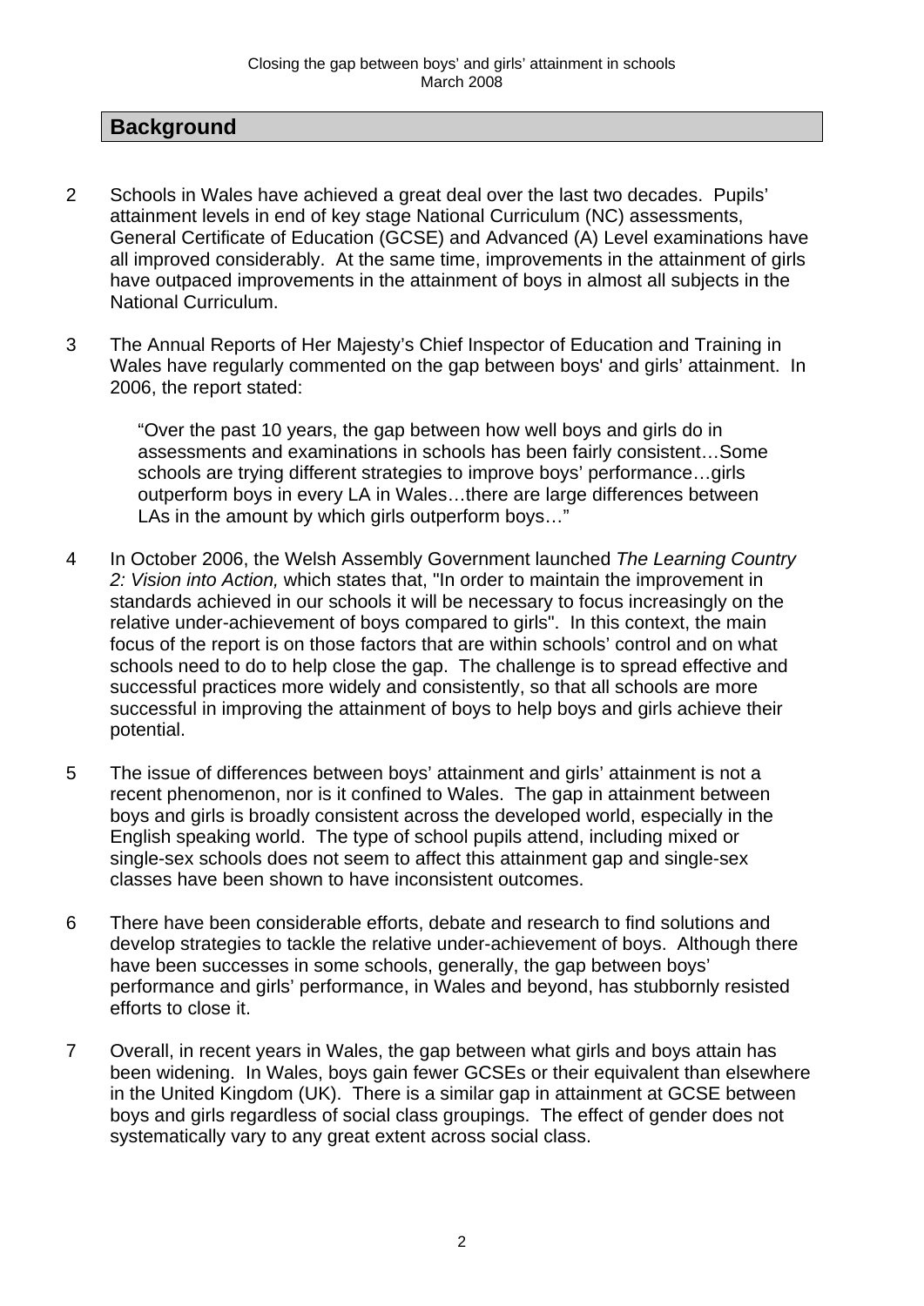## Background

2 Schools in Wales have achieved a great deal over the last two decades. Pupils' attainment levels in end of key stage National Curriculum (NC) assessments, General Certificate of Education (GCSE) and Advanced (A) Level examinations have all improved considerably. At the same time, improvements in the attainment of girls have outpaced improvements in the attainment of boys in almost all subjects in the National Curriculum.

3 The Annual Reports of Her Majesty's Chief Inspector of Education and Training in Wales have regularly commented on the gap between boys' and girls' attainment. In 2006, the report stated:

> "Over the past 10 years, the gap between how well boys and girls do in assessments and examinations in schools has been fairly consistent…Some schools are trying different strategies to improve boys' performance…girls outperform boys in every LA in Wales…there are large differences between LAs in the amount by which girls outperform boys…"

4 In October 2006, the Welsh Assembly Government launched *The Learning Country 2: Vision into Action,* which states that, "In order to maintain the improvement in standards achieved in our schools it will be necessary to focus increasingly on the relative under-achievement of boys compared to girls". In this context, the main focus of the report is on those factors that are within schools' control and on what schools need to do to help close the gap. The challenge is to spread effective and successful practices more widely and consistently, so that all schools are more successful in improving the attainment of boys to help boys and girls achieve their potential.

5 The issue of differences between boys' attainment and girls' attainment is not a recent phenomenon, nor is it confined to Wales. The gap in attainment between boys and girls is broadly consistent across the developed world, especially in the English speaking world. The type of school pupils attend, including mixed or single-sex schools does not seem to affect this attainment gap and single-sex classes have been shown to have inconsistent outcomes.

6 There have been considerable efforts, debate and research to find solutions and develop strategies to tackle the relative under-achievement of boys. Although there have been successes in some schools, generally, the gap between boys' performance and girls' performance, in Wales and beyond, has stubbornly resisted efforts to close it.

7 Overall, in recent years in Wales, the gap between what girls and boys attain has been widening. In Wales, boys gain fewer GCSEs or their equivalent than elsewhere in the United Kingdom (UK). There is a similar gap in attainment at GCSE between boys and girls regardless of social class groupings. The effect of gender does not systematically vary to any great extent across social class.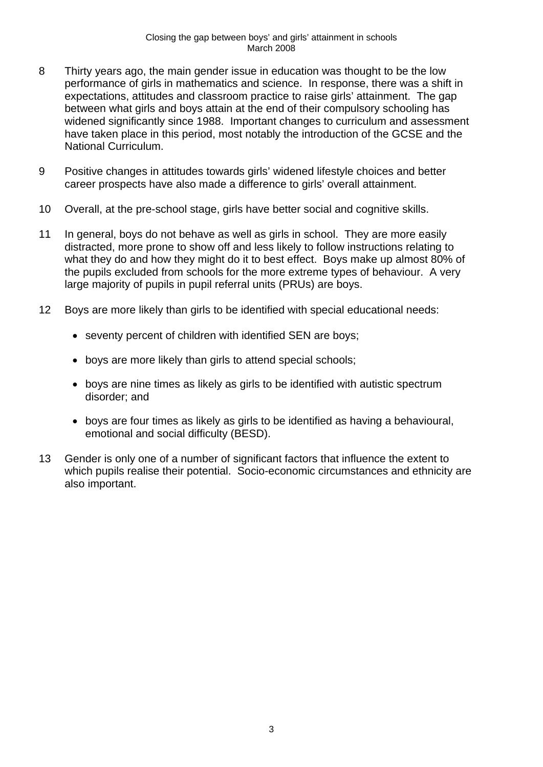8 Thirty years ago, the main gender issue in education was thought to be the low performance of girls in mathematics and science. In response, there was a shift in expectations, attitudes and classroom practice to raise girls' attainment. The gap between what girls and boys attain at the end of their compulsory schooling has widened significantly since 1988. Important changes to curriculum and assessment have taken place in this period, most notably the introduction of the GCSE and the National Curriculum.

9 Positive changes in attitudes towards girls' widened lifestyle choices and better career prospects have also made a difference to girls' overall attainment.

10 Overall, at the pre-school stage, girls have better social and cognitive skills.

11 In general, boys do not behave as well as girls in school. They are more easily distracted, more prone to show off and less likely to follow instructions relating to what they do and how they might do it to best effect. Boys make up almost 80% of the pupils excluded from schools for the more extreme types of behaviour. A very large majority of pupils in pupil referral units (PRUs) are boys.

12 Boys are more likely than girls to be identified with special educational needs:

- seventy percent of children with identified SEN are boys;
- boys are more likely than girls to attend special schools;
- boys are nine times as likely as girls to be identified with autistic spectrum disorder; and
- boys are four times as likely as girls to be identified as having a behavioural, emotional and social difficulty (BESD).

13 Gender is only one of a number of significant factors that influence the extent to which pupils realise their potential. Socio-economic circumstances and ethnicity are also important.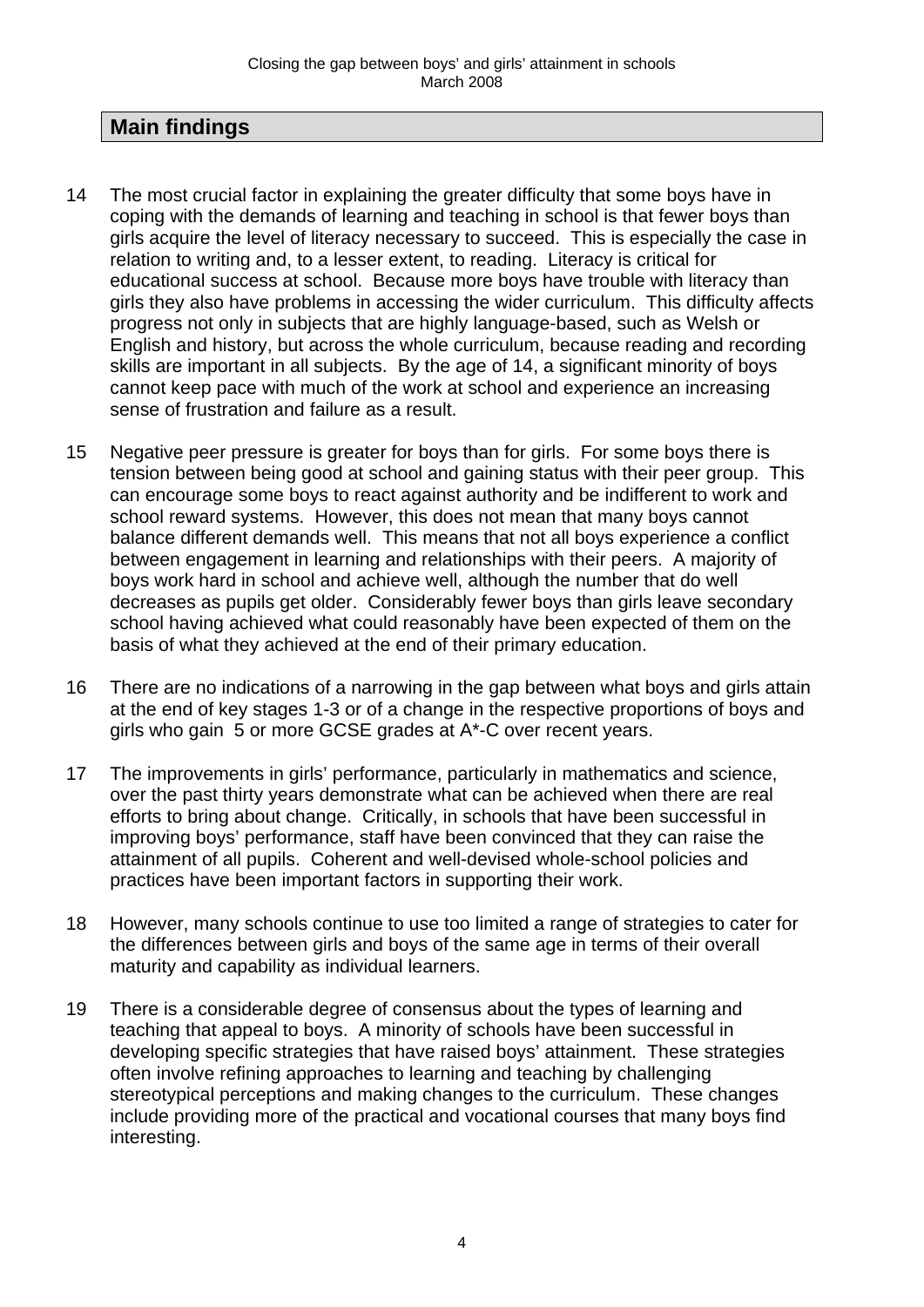## Main findings

14 The most crucial factor in explaining the greater difficulty that some boys have in coping with the demands of learning and teaching in school is that fewer boys than girls acquire the level of literacy necessary to succeed. This is especially the case in relation to writing and, to a lesser extent, to reading. Literacy is critical for educational success at school. Because more boys have trouble with literacy than girls they also have problems in accessing the wider curriculum. This difficulty affects progress not only in subjects that are highly language-based, such as Welsh or English and history, but across the whole curriculum, because reading and recording skills are important in all subjects. By the age of 14, a significant minority of boys cannot keep pace with much of the work at school and experience an increasing sense of frustration and failure as a result.

15 Negative peer pressure is greater for boys than for girls. For some boys there is tension between being good at school and gaining status with their peer group. This can encourage some boys to react against authority and be indifferent to work and school reward systems. However, this does not mean that many boys cannot balance different demands well. This means that not all boys experience a conflict between engagement in learning and relationships with their peers. A majority of boys work hard in school and achieve well, although the number that do well decreases as pupils get older. Considerably fewer boys than girls leave secondary school having achieved what could reasonably have been expected of them on the basis of what they achieved at the end of their primary education.

16 There are no indications of a narrowing in the gap between what boys and girls attain at the end of key stages 1-3 or of a change in the respective proportions of boys and girls who gain 5 or more GCSE grades at A*-C over recent years.

17 The improvements in girls' performance, particularly in mathematics and science, over the past thirty years demonstrate what can be achieved when there are real efforts to bring about change. Critically, in schools that have been successful in improving boys' performance, staff have been convinced that they can raise the attainment of all pupils. Coherent and well-devised whole-school policies and practices have been important factors in supporting their work.

18 However, many schools continue to use too limited a range of strategies to cater for the differences between girls and boys of the same age in terms of their overall maturity and capability as individual learners.

19 There is a considerable degree of consensus about the types of learning and teaching that appeal to boys. A minority of schools have been successful in developing specific strategies that have raised boys' attainment. These strategies often involve refining approaches to learning and teaching by challenging stereotypical perceptions and making changes to the curriculum. These changes include providing more of the practical and vocational courses that many boys find interesting.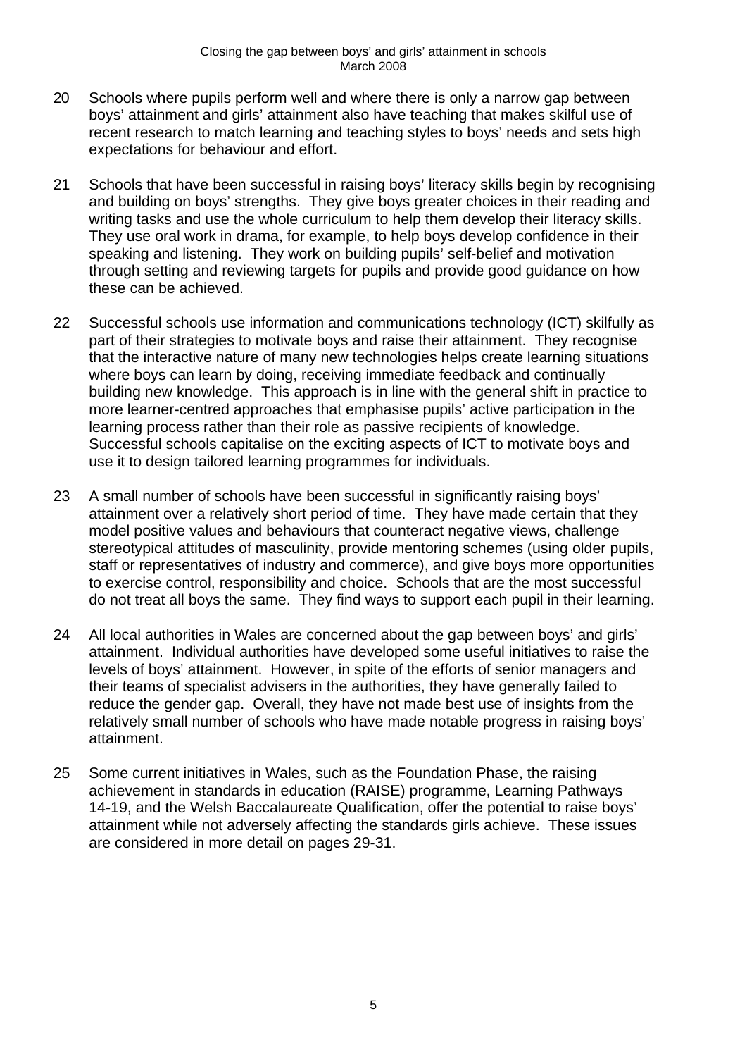20 Schools where pupils perform well and where there is only a narrow gap between boys' attainment and girls' attainment also have teaching that makes skilful use of recent research to match learning and teaching styles to boys' needs and sets high expectations for behaviour and effort.

21 Schools that have been successful in raising boys' literacy skills begin by recognising and building on boys' strengths. They give boys greater choices in their reading and writing tasks and use the whole curriculum to help them develop their literacy skills. They use oral work in drama, for example, to help boys develop confidence in their speaking and listening. They work on building pupils' self-belief and motivation through setting and reviewing targets for pupils and provide good guidance on how these can be achieved.

22 Successful schools use information and communications technology (ICT) skilfully as part of their strategies to motivate boys and raise their attainment. They recognise that the interactive nature of many new technologies helps create learning situations where boys can learn by doing, receiving immediate feedback and continually building new knowledge. This approach is in line with the general shift in practice to more learner-centred approaches that emphasise pupils' active participation in the learning process rather than their role as passive recipients of knowledge. Successful schools capitalise on the exciting aspects of ICT to motivate boys and use it to design tailored learning programmes for individuals.

23 A small number of schools have been successful in significantly raising boys' attainment over a relatively short period of time. They have made certain that they model positive values and behaviours that counteract negative views, challenge stereotypical attitudes of masculinity, provide mentoring schemes (using older pupils, staff or representatives of industry and commerce), and give boys more opportunities to exercise control, responsibility and choice. Schools that are the most successful do not treat all boys the same. They find ways to support each pupil in their learning.

24 All local authorities in Wales are concerned about the gap between boys' and girls' attainment. Individual authorities have developed some useful initiatives to raise the levels of boys' attainment. However, in spite of the efforts of senior managers and their teams of specialist advisers in the authorities, they have generally failed to reduce the gender gap. Overall, they have not made best use of insights from the relatively small number of schools who have made notable progress in raising boys' attainment.

25 Some current initiatives in Wales, such as the Foundation Phase, the raising achievement in standards in education (RAISE) programme, Learning Pathways 14-19, and the Welsh Baccalaureate Qualification, offer the potential to raise boys' attainment while not adversely affecting the standards girls achieve. These issues are considered in more detail on pages 29-31.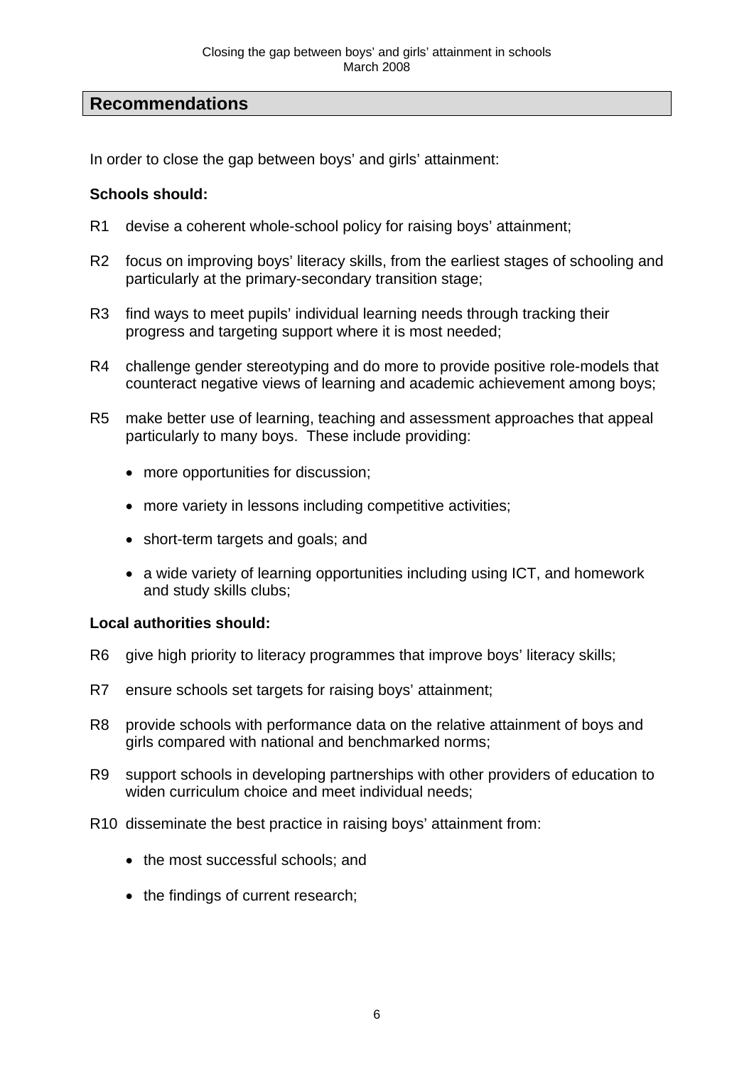## Recommendations

In order to close the gap between boys' and girls' attainment:

**Schools should:**

R1 devise a coherent whole-school policy for raising boys' attainment;

R2 focus on improving boys' literacy skills, from the earliest stages of schooling and particularly at the primary-secondary transition stage;

R3 find ways to meet pupils' individual learning needs through tracking their progress and targeting support where it is most needed;

R4 challenge gender stereotyping and do more to provide positive role-models that counteract negative views of learning and academic achievement among boys;

R5 make better use of learning, teaching and assessment approaches that appeal particularly to many boys. These include providing:

- more opportunities for discussion;
- more variety in lessons including competitive activities;
- short-term targets and goals; and
- a wide variety of learning opportunities including using ICT, and homework and study skills clubs;

**Local authorities should:**

R6 give high priority to literacy programmes that improve boys' literacy skills;

R7 ensure schools set targets for raising boys' attainment;

R8 provide schools with performance data on the relative attainment of boys and girls compared with national and benchmarked norms;

R9 support schools in developing partnerships with other providers of education to widen curriculum choice and meet individual needs;

R10 disseminate the best practice in raising boys' attainment from:

- the most successful schools; and
- the findings of current research;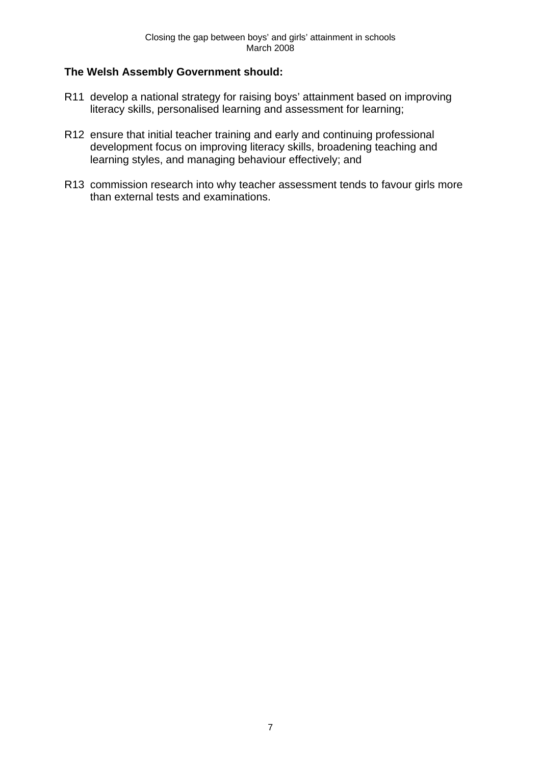**The Welsh Assembly Government should:**

R11 develop a national strategy for raising boys' attainment based on improving literacy skills, personalised learning and assessment for learning;

R12 ensure that initial teacher training and early and continuing professional development focus on improving literacy skills, broadening teaching and learning styles, and managing behaviour effectively; and

R13 commission research into why teacher assessment tends to favour girls more than external tests and examinations.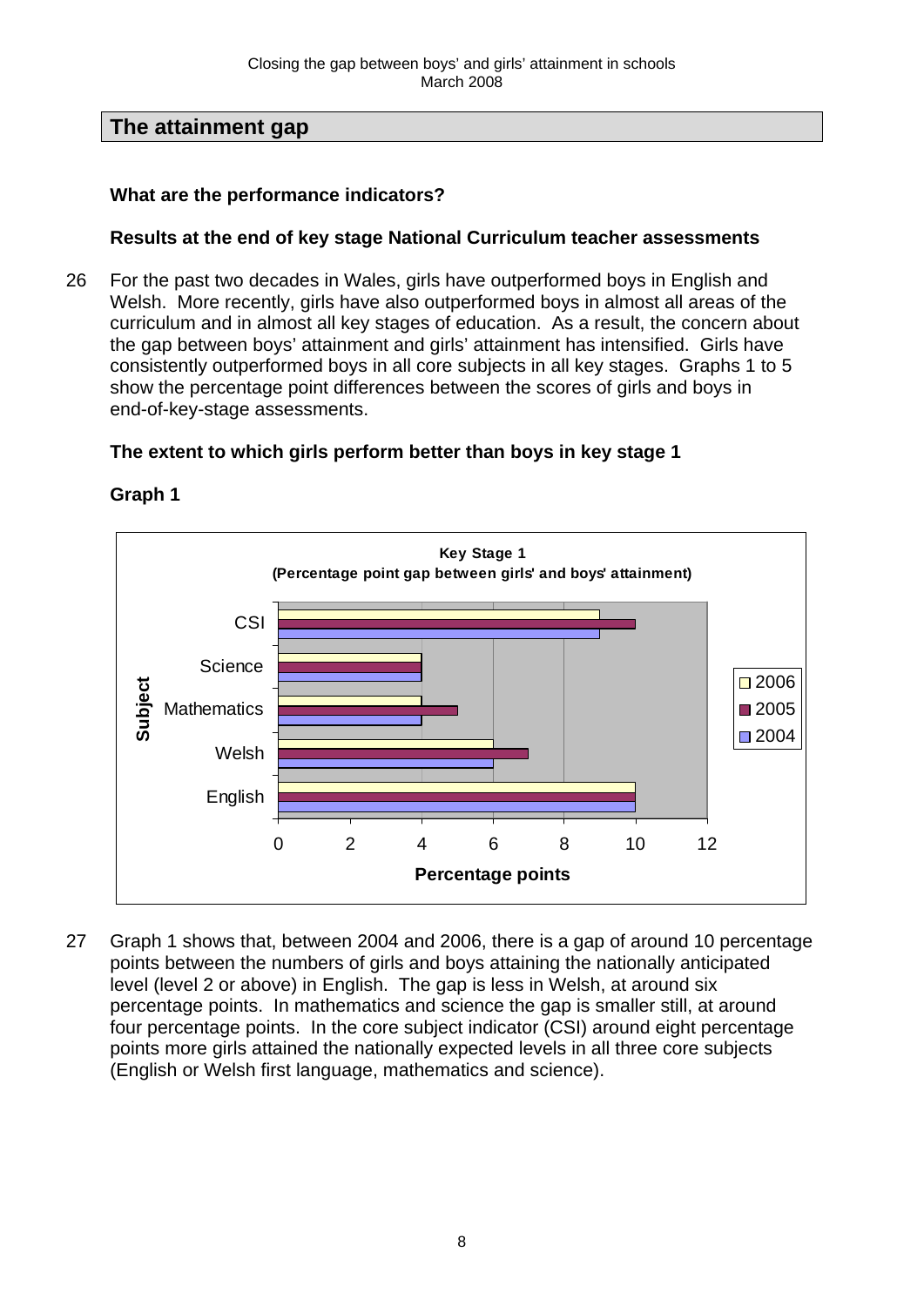## The attainment gap

**What are the performance indicators?**

**Results at the end of key stage National Curriculum teacher assessments**

26 For the past two decades in Wales, girls have outperformed boys in English and Welsh. More recently, girls have also outperformed boys in almost all areas of the curriculum and in almost all key stages of education. As a result, the concern about the gap between boys' attainment and girls' attainment has intensified. Girls have consistently outperformed boys in all core subjects in all key stages. Graphs 1 to 5 show the percentage point differences between the scores of girls and boys in end-of-key-stage assessments.

**The extent to which girls perform better than boys in key stage 1**

**Graph 1**

**Key Stage 1**
**(Percentage point gap between girls' and boys' attainment)**

| Subject | 2006 | 2005 | 2004 |
| --- | --- | --- | --- |
| CSI | 9 | 10 | 9 |
| Science | 4 | 4 | 4 |
| Mathematics | 4 | 5 | 4 |
| Welsh | 6 | 7 | 6 |
| English | 10 | 10 | 10 |

Percentage points

27 Graph 1 shows that, between 2004 and 2006, there is a gap of around 10 percentage points between the numbers of girls and boys attaining the nationally anticipated level (level 2 or above) in English. The gap is less in Welsh, at around six percentage points. In mathematics and science the gap is smaller still, at around four percentage points. In the core subject indicator (CSI) around eight percentage points more girls attained the nationally expected levels in all three core subjects (English or Welsh first language, mathematics and science).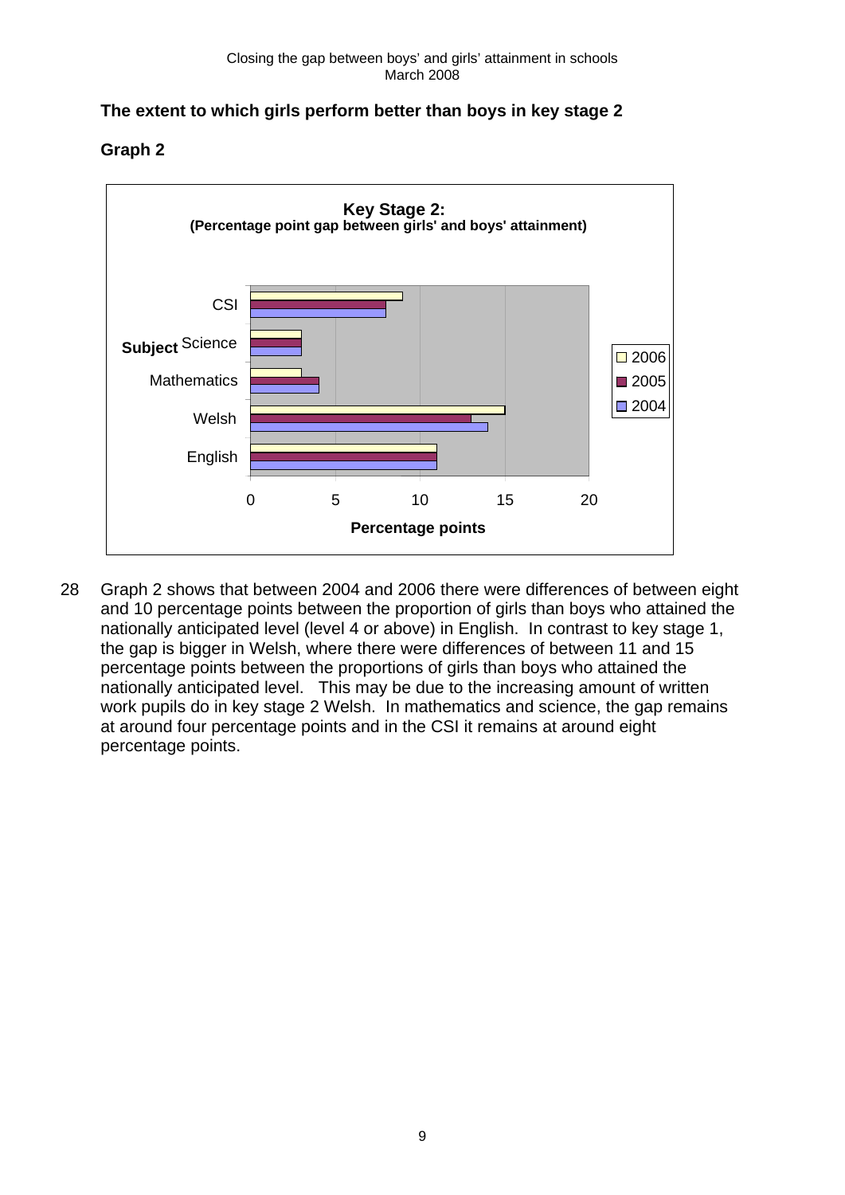**The extent to which girls perform better than boys in key stage 2**

**Graph 2**

**Key Stage 2:**
**(Percentage point gap between girls' and boys' attainment)**

| Subject | 2006 | 2005 | 2004 |
|---|---|---|---|
| CSI | 9 | 8 | 8 |
| Science | 3 | 3 | 3 |
| Mathematics | 3 | 4 | 4 |
| Welsh | 15 | 13 | 14 |
| English | 11 | 11 | 11 |

Percentage points

28 Graph 2 shows that between 2004 and 2006 there were differences of between eight and 10 percentage points between the proportion of girls than boys who attained the nationally anticipated level (level 4 or above) in English. In contrast to key stage 1, the gap is bigger in Welsh, where there were differences of between 11 and 15 percentage points between the proportions of girls than boys who attained the nationally anticipated level. This may be due to the increasing amount of written work pupils do in key stage 2 Welsh. In mathematics and science, the gap remains at around four percentage points and in the CSI it remains at around eight percentage points.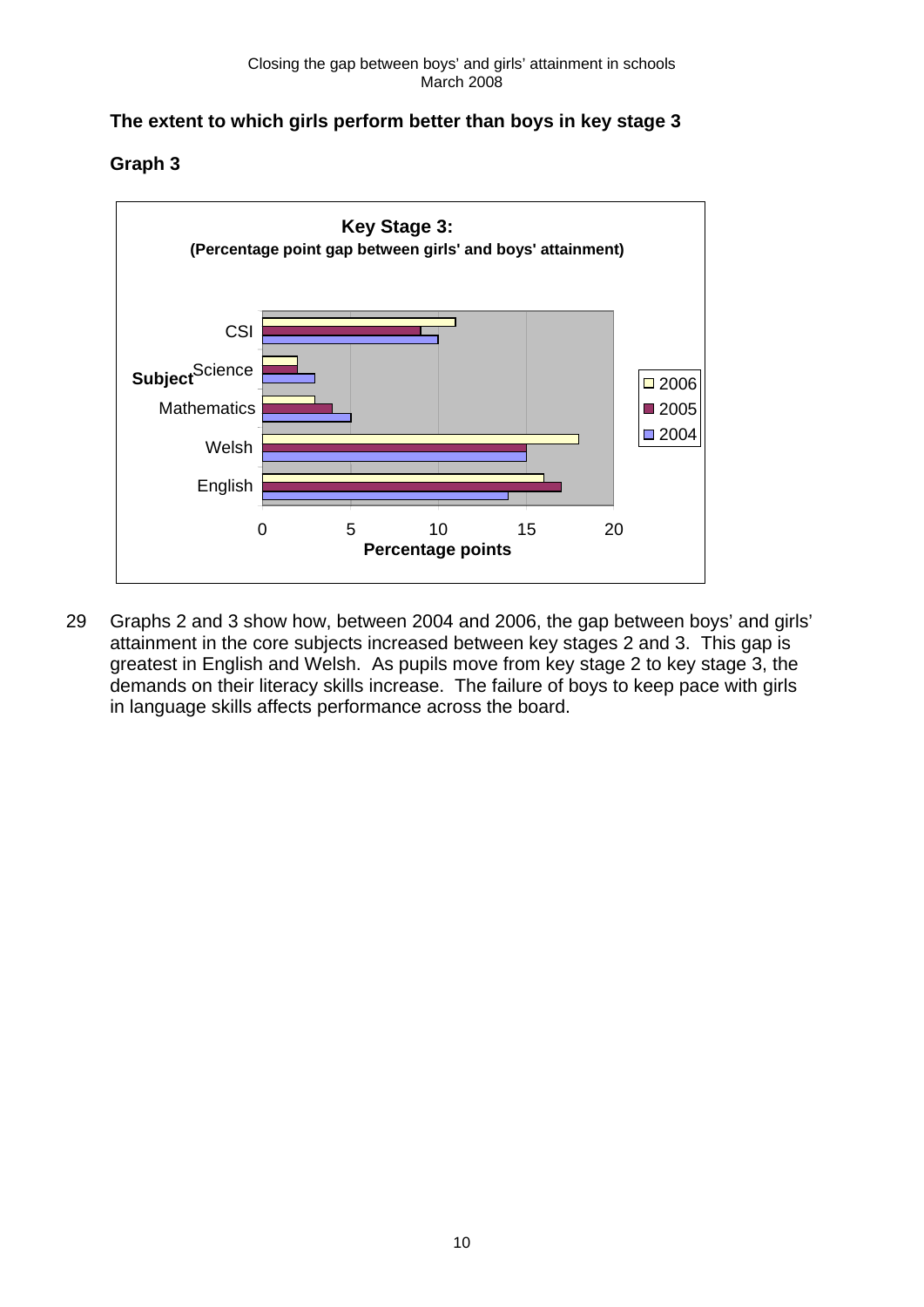**The extent to which girls perform better than boys in key stage 3**

**Graph 3**

**Key Stage 3:**
**(Percentage point gap between girls' and boys' attainment)**

| Subject | 2006 | 2005 | 2004 |
|---|---|---|---|
| CSI | 11 | 9 | 10 |
| Science | 2 | 2 | 3 |
| Mathematics | 3 | 4 | 5 |
| Welsh | 18 | 15 | 15 |
| English | 16 | 17 | 14 |

Percentage points

29 Graphs 2 and 3 show how, between 2004 and 2006, the gap between boys' and girls' attainment in the core subjects increased between key stages 2 and 3. This gap is greatest in English and Welsh. As pupils move from key stage 2 to key stage 3, the demands on their literacy skills increase. The failure of boys to keep pace with girls in language skills affects performance across the board.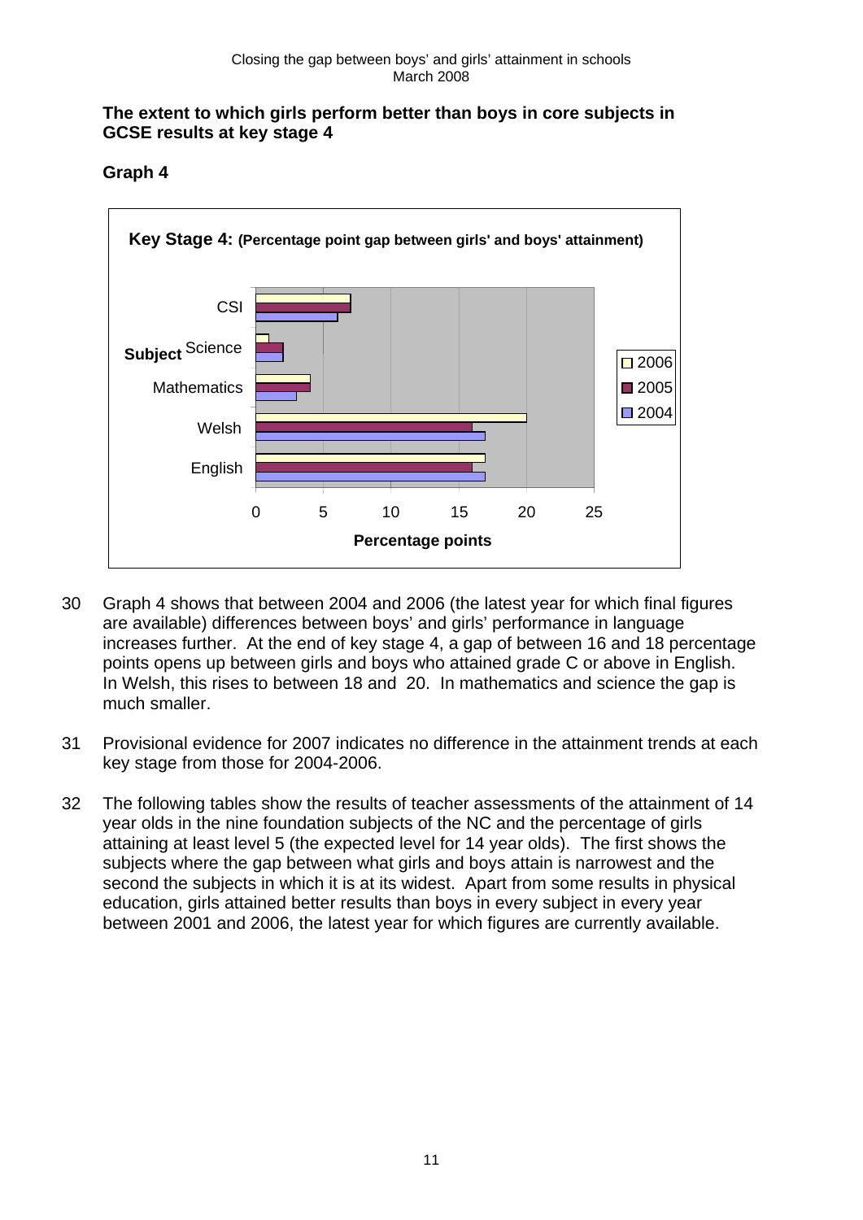**The extent to which girls perform better than boys in core subjects in GCSE results at key stage 4**

**Graph 4**

**Key Stage 4: (Percentage point gap between girls' and boys' attainment)**

| Subject | 2006 | 2005 | 2004 |
|---|---|---|---|
| CSI | 7 | 7 | 6 |
| Science | 1 | 2 | 2 |
| Mathematics | 4 | 4 | 3 |
| Welsh | 20 | 16 | 17 |
| English | 17 | 16 | 17 |

30 Graph 4 shows that between 2004 and 2006 (the latest year for which final figures are available) differences between boys' and girls' performance in language increases further. At the end of key stage 4, a gap of between 16 and 18 percentage points opens up between girls and boys who attained grade C or above in English. In Welsh, this rises to between 18 and 20. In mathematics and science the gap is much smaller.

31 Provisional evidence for 2007 indicates no difference in the attainment trends at each key stage from those for 2004-2006.

32 The following tables show the results of teacher assessments of the attainment of 14 year olds in the nine foundation subjects of the NC and the percentage of girls attaining at least level 5 (the expected level for 14 year olds). The first shows the subjects where the gap between what girls and boys attain is narrowest and the second the subjects in which it is at its widest. Apart from some results in physical education, girls attained better results than boys in every subject in every year between 2001 and 2006, the latest year for which figures are currently available.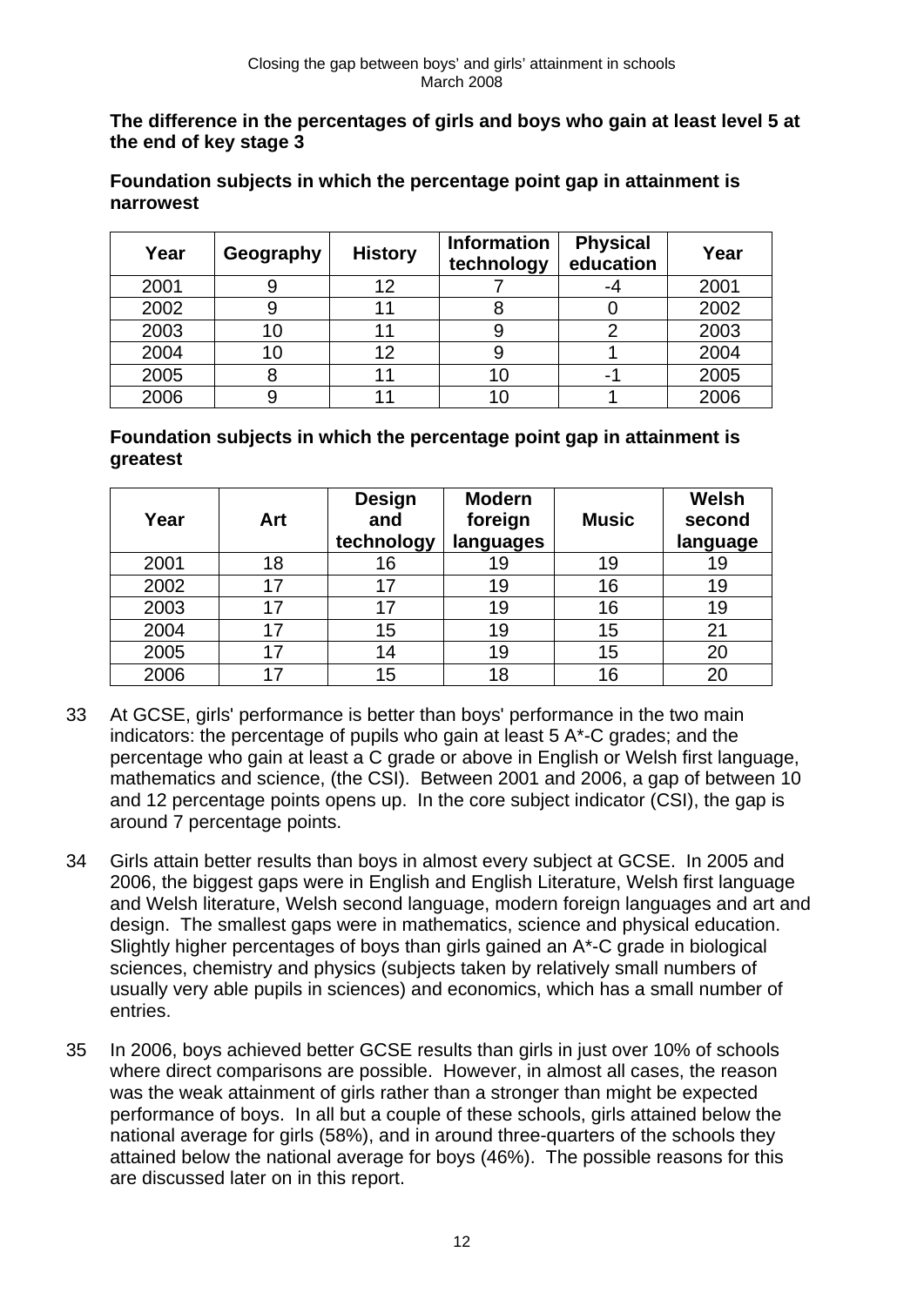**The difference in the percentages of girls and boys who gain at least level 5 at the end of key stage 3**

**Foundation subjects in which the percentage point gap in attainment is narrowest**

| Year | Geography | History | Information technology | Physical education | Year |
|---|---|---|---|---|---|
| 2001 | 9 | 12 | 7 | -4 | 2001 |
| 2002 | 9 | 11 | 8 | 0 | 2002 |
| 2003 | 10 | 11 | 9 | 2 | 2003 |
| 2004 | 10 | 12 | 9 | 1 | 2004 |
| 2005 | 8 | 11 | 10 | -1 | 2005 |
| 2006 | 9 | 11 | 10 | 1 | 2006 |

**Foundation subjects in which the percentage point gap in attainment is greatest**

| Year | Art | Design and technology | Modern foreign languages | Music | Welsh second language |
|---|---|---|---|---|---|
| 2001 | 18 | 16 | 19 | 19 | 19 |
| 2002 | 17 | 17 | 19 | 16 | 19 |
| 2003 | 17 | 17 | 19 | 16 | 19 |
| 2004 | 17 | 15 | 19 | 15 | 21 |
| 2005 | 17 | 14 | 19 | 15 | 20 |
| 2006 | 17 | 15 | 18 | 16 | 20 |

33 At GCSE, girls' performance is better than boys' performance in the two main indicators: the percentage of pupils who gain at least 5 A*-C grades; and the percentage who gain at least a C grade or above in English or Welsh first language, mathematics and science, (the CSI). Between 2001 and 2006, a gap of between 10 and 12 percentage points opens up. In the core subject indicator (CSI), the gap is around 7 percentage points.

34 Girls attain better results than boys in almost every subject at GCSE. In 2005 and 2006, the biggest gaps were in English and English Literature, Welsh first language and Welsh literature, Welsh second language, modern foreign languages and art and design. The smallest gaps were in mathematics, science and physical education. Slightly higher percentages of boys than girls gained an A*-C grade in biological sciences, chemistry and physics (subjects taken by relatively small numbers of usually very able pupils in sciences) and economics, which has a small number of entries.

35 In 2006, boys achieved better GCSE results than girls in just over 10% of schools where direct comparisons are possible. However, in almost all cases, the reason was the weak attainment of girls rather than a stronger than might be expected performance of boys. In all but a couple of these schools, girls attained below the national average for girls (58%), and in around three-quarters of the schools they attained below the national average for boys (46%). The possible reasons for this are discussed later on in this report.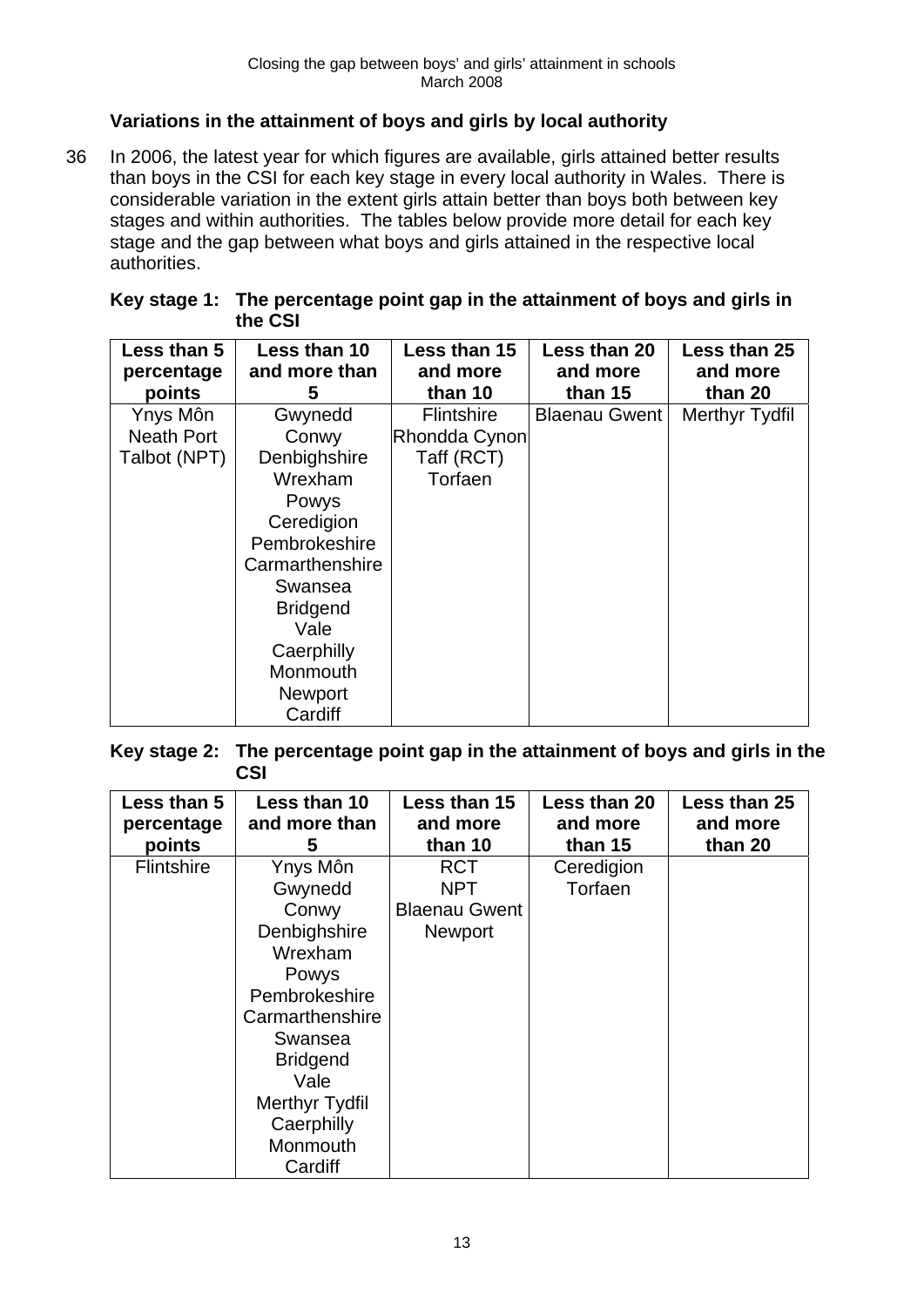### Variations in the attainment of boys and girls by local authority

36 In 2006, the latest year for which figures are available, girls attained better results than boys in the CSI for each key stage in every local authority in Wales. There is considerable variation in the extent girls attain better than boys both between key stages and within authorities. The tables below provide more detail for each key stage and the gap between what boys and girls attained in the respective local authorities.

**Key stage 1: The percentage point gap in the attainment of boys and girls in the CSI**

| Less than 5 percentage points | Less than 10 and more than 5 | Less than 15 and more than 10 | Less than 20 and more than 15 | Less than 25 and more than 20 |
|---|---|---|---|---|
| Ynys Môn | Gwynedd | Flintshire | Blaenau Gwent | Merthyr Tydfil |
| Neath Port Talbot (NPT) | Conwy | Rhondda Cynon Taff (RCT) | | |
| | Denbighshire | Torfaen | | |
| | Wrexham | | | |
| | Powys | | | |
| | Ceredigion | | | |
| | Pembrokeshire | | | |
| | Carmarthenshire | | | |
| | Swansea | | | |
| | Bridgend | | | |
| | Vale | | | |
| | Caerphilly | | | |
| | Monmouth | | | |
| | Newport | | | |
| | Cardiff | | | |

**Key stage 2: The percentage point gap in the attainment of boys and girls in the CSI**

| Less than 5 percentage points | Less than 10 and more than 5 | Less than 15 and more than 10 | Less than 20 and more than 15 | Less than 25 and more than 20 |
|---|---|---|---|---|
| Flintshire | Ynys Môn | RCT | Ceredigion | |
| | Gwynedd | NPT | Torfaen | |
| | Conwy | Blaenau Gwent | | |
| | Denbighshire | Newport | | |
| | Wrexham | | | |
| | Powys | | | |
| | Pembrokeshire | | | |
| | Carmarthenshire | | | |
| | Swansea | | | |
| | Bridgend | | | |
| | Vale | | | |
| | Merthyr Tydfil | | | |
| | Caerphilly | | | |
| | Monmouth | | | |
| | Cardiff | | | |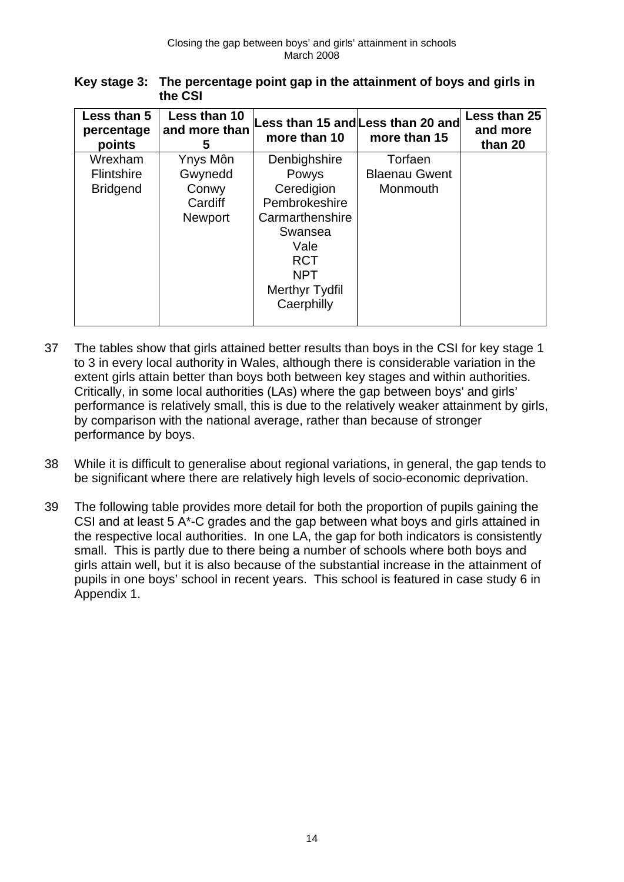**Key stage 3: The percentage point gap in the attainment of boys and girls in the CSI**

| Less than 5 percentage points | Less than 10 and more than 5 | Less than 15 and more than 10 | Less than 20 and more than 15 | Less than 25 and more than 20 |
|---|---|---|---|---|
| Wrexham | Ynys Môn | Denbighshire | Torfaen | |
| Flintshire | Gwynedd | Powys | Blaenau Gwent | |
| Bridgend | Conwy | Ceredigion | Monmouth | |
| | Cardiff | Pembrokeshire | | |
| | Newport | Carmarthenshire | | |
| | | Swansea | | |
| | | Vale | | |
| | | RCT | | |
| | | NPT | | |
| | | Merthyr Tydfil | | |
| | | Caerphilly | | |

37 The tables show that girls attained better results than boys in the CSI for key stage 1 to 3 in every local authority in Wales, although there is considerable variation in the extent girls attain better than boys both between key stages and within authorities. Critically, in some local authorities (LAs) where the gap between boys' and girls' performance is relatively small, this is due to the relatively weaker attainment by girls, by comparison with the national average, rather than because of stronger performance by boys.

38 While it is difficult to generalise about regional variations, in general, the gap tends to be significant where there are relatively high levels of socio-economic deprivation.

39 The following table provides more detail for both the proportion of pupils gaining the CSI and at least 5 A*-C grades and the gap between what boys and girls attained in the respective local authorities. In one LA, the gap for both indicators is consistently small. This is partly due to there being a number of schools where both boys and girls attain well, but it is also because of the substantial increase in the attainment of pupils in one boys' school in recent years. This school is featured in case study 6 in Appendix 1.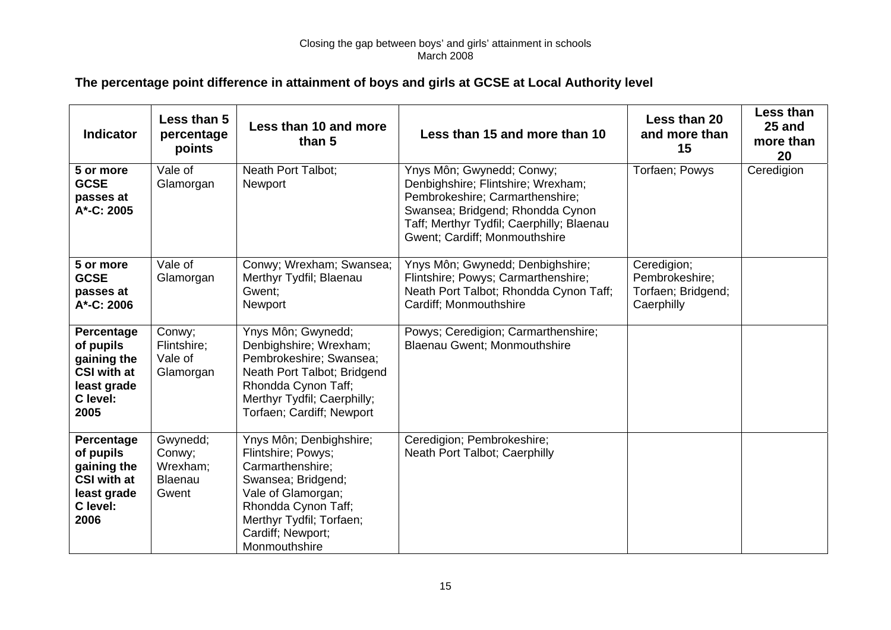## The percentage point difference in attainment of boys and girls at GCSE at Local Authority level

| Indicator | Less than 5 percentage points | Less than 10 and more than 5 | Less than 15 and more than 10 | Less than 20 and more than 15 | Less than 25 and more than 20 |
|---|---|---|---|---|---|
| **5 or more GCSE passes at A*-C: 2005** | Vale of Glamorgan | Neath Port Talbot; Newport | Ynys Môn; Gwynedd; Conwy; Denbighshire; Flintshire; Wrexham; Pembrokeshire; Carmarthenshire; Swansea; Bridgend; Rhondda Cynon Taff; Merthyr Tydfil; Caerphilly; Blaenau Gwent; Cardiff; Monmouthshire | Torfaen; Powys | Ceredigion |
| **5 or more GCSE passes at A*-C: 2006** | Vale of Glamorgan | Conwy; Wrexham; Swansea; Merthyr Tydfil; Blaenau Gwent; Newport | Ynys Môn; Gwynedd; Denbighshire; Flintshire; Powys; Carmarthenshire; Neath Port Talbot; Rhondda Cynon Taff; Cardiff; Monmouthshire | Ceredigion; Pembrokeshire; Torfaen; Bridgend; Caerphilly | |
| **Percentage of pupils gaining the CSI with at least grade C level: 2005** | Conwy; Flintshire; Vale of Glamorgan | Ynys Môn; Gwynedd; Denbighshire; Wrexham; Pembrokeshire; Swansea; Neath Port Talbot; Bridgend Rhondda Cynon Taff; Merthyr Tydfil; Caerphilly; Torfaen; Cardiff; Newport | Powys; Ceredigion; Carmarthenshire; Blaenau Gwent; Monmouthshire | | |
| **Percentage of pupils gaining the CSI with at least grade C level: 2006** | Gwynedd; Conwy; Wrexham; Blaenau Gwent | Ynys Môn; Denbighshire; Flintshire; Powys; Carmarthenshire; Swansea; Bridgend; Vale of Glamorgan; Rhondda Cynon Taff; Merthyr Tydfil; Torfaen; Cardiff; Newport; Monmouthshire | Ceredigion; Pembrokeshire; Neath Port Talbot; Caerphilly | | |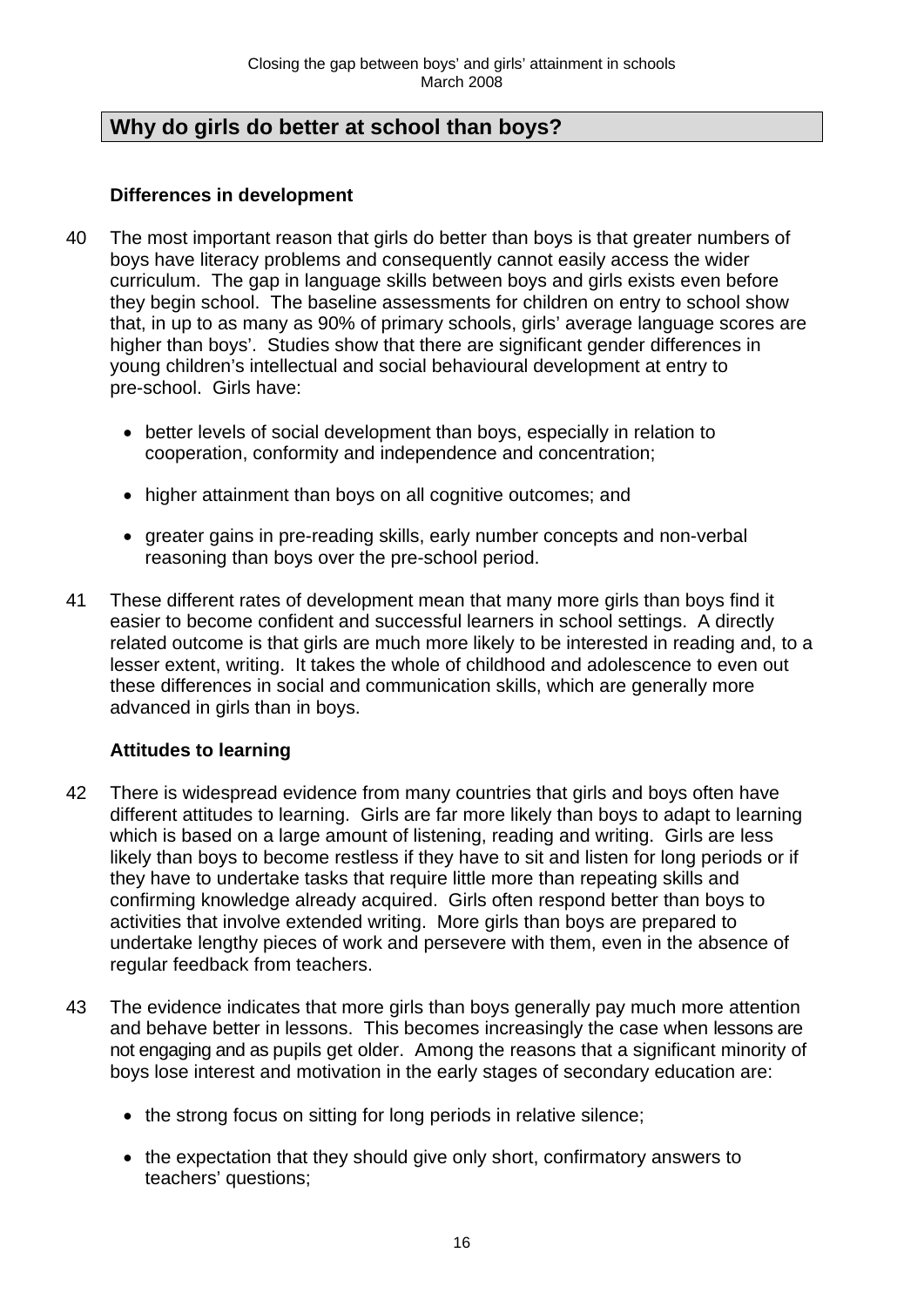## Why do girls do better at school than boys?

### Differences in development

40 The most important reason that girls do better than boys is that greater numbers of boys have literacy problems and consequently cannot easily access the wider curriculum. The gap in language skills between boys and girls exists even before they begin school. The baseline assessments for children on entry to school show that, in up to as many as 90% of primary schools, girls' average language scores are higher than boys'. Studies show that there are significant gender differences in young children's intellectual and social behavioural development at entry to pre-school. Girls have:

- better levels of social development than boys, especially in relation to cooperation, conformity and independence and concentration;
- higher attainment than boys on all cognitive outcomes; and
- greater gains in pre-reading skills, early number concepts and non-verbal reasoning than boys over the pre-school period.

41 These different rates of development mean that many more girls than boys find it easier to become confident and successful learners in school settings. A directly related outcome is that girls are much more likely to be interested in reading and, to a lesser extent, writing. It takes the whole of childhood and adolescence to even out these differences in social and communication skills, which are generally more advanced in girls than in boys.

### Attitudes to learning

42 There is widespread evidence from many countries that girls and boys often have different attitudes to learning. Girls are far more likely than boys to adapt to learning which is based on a large amount of listening, reading and writing. Girls are less likely than boys to become restless if they have to sit and listen for long periods or if they have to undertake tasks that require little more than repeating skills and confirming knowledge already acquired. Girls often respond better than boys to activities that involve extended writing. More girls than boys are prepared to undertake lengthy pieces of work and persevere with them, even in the absence of regular feedback from teachers.

43 The evidence indicates that more girls than boys generally pay much more attention and behave better in lessons. This becomes increasingly the case when lessons are not engaging and as pupils get older. Among the reasons that a significant minority of boys lose interest and motivation in the early stages of secondary education are:

- the strong focus on sitting for long periods in relative silence;
- the expectation that they should give only short, confirmatory answers to teachers' questions;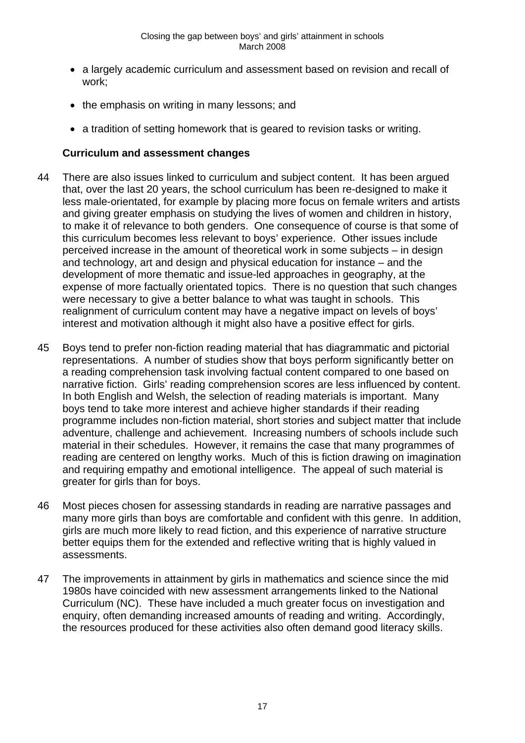- a largely academic curriculum and assessment based on revision and recall of work;
- the emphasis on writing in many lessons; and
- a tradition of setting homework that is geared to revision tasks or writing.

**Curriculum and assessment changes**

44 There are also issues linked to curriculum and subject content. It has been argued that, over the last 20 years, the school curriculum has been re-designed to make it less male-orientated, for example by placing more focus on female writers and artists and giving greater emphasis on studying the lives of women and children in history, to make it of relevance to both genders. One consequence of course is that some of this curriculum becomes less relevant to boys' experience. Other issues include perceived increase in the amount of theoretical work in some subjects – in design and technology, art and design and physical education for instance – and the development of more thematic and issue-led approaches in geography, at the expense of more factually orientated topics. There is no question that such changes were necessary to give a better balance to what was taught in schools. This realignment of curriculum content may have a negative impact on levels of boys' interest and motivation although it might also have a positive effect for girls.

45 Boys tend to prefer non-fiction reading material that has diagrammatic and pictorial representations. A number of studies show that boys perform significantly better on a reading comprehension task involving factual content compared to one based on narrative fiction. Girls' reading comprehension scores are less influenced by content. In both English and Welsh, the selection of reading materials is important. Many boys tend to take more interest and achieve higher standards if their reading programme includes non-fiction material, short stories and subject matter that include adventure, challenge and achievement. Increasing numbers of schools include such material in their schedules. However, it remains the case that many programmes of reading are centered on lengthy works. Much of this is fiction drawing on imagination and requiring empathy and emotional intelligence. The appeal of such material is greater for girls than for boys.

46 Most pieces chosen for assessing standards in reading are narrative passages and many more girls than boys are comfortable and confident with this genre. In addition, girls are much more likely to read fiction, and this experience of narrative structure better equips them for the extended and reflective writing that is highly valued in assessments.

47 The improvements in attainment by girls in mathematics and science since the mid 1980s have coincided with new assessment arrangements linked to the National Curriculum (NC). These have included a much greater focus on investigation and enquiry, often demanding increased amounts of reading and writing. Accordingly, the resources produced for these activities also often demand good literacy skills.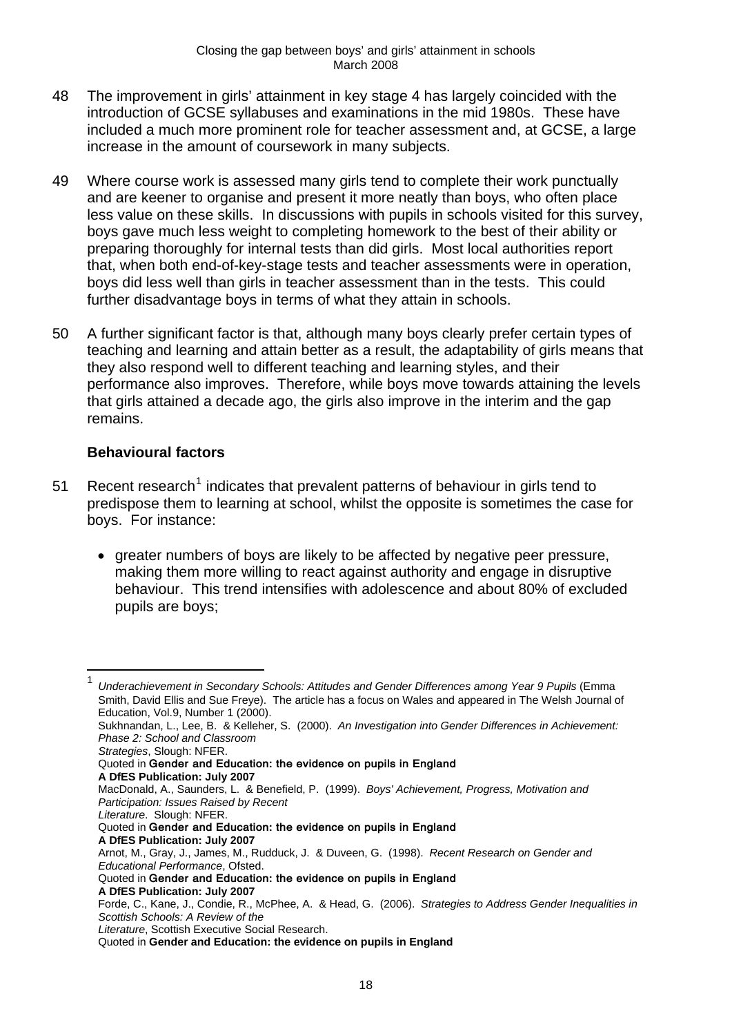48 The improvement in girls' attainment in key stage 4 has largely coincided with the introduction of GCSE syllabuses and examinations in the mid 1980s. These have included a much more prominent role for teacher assessment and, at GCSE, a large increase in the amount of coursework in many subjects.

49 Where course work is assessed many girls tend to complete their work punctually and are keener to organise and present it more neatly than boys, who often place less value on these skills. In discussions with pupils in schools visited for this survey, boys gave much less weight to completing homework to the best of their ability or preparing thoroughly for internal tests than did girls. Most local authorities report that, when both end-of-key-stage tests and teacher assessments were in operation, boys did less well than girls in teacher assessment than in the tests. This could further disadvantage boys in terms of what they attain in schools.

50 A further significant factor is that, although many boys clearly prefer certain types of teaching and learning and attain better as a result, the adaptability of girls means that they also respond well to different teaching and learning styles, and their performance also improves. Therefore, while boys move towards attaining the levels that girls attained a decade ago, the girls also improve in the interim and the gap remains.

### Behavioural factors

51 Recent research[1] indicates that prevalent patterns of behaviour in girls tend to predispose them to learning at school, whilst the opposite is sometimes the case for boys. For instance:

- greater numbers of boys are likely to be affected by negative peer pressure, making them more willing to react against authority and engage in disruptive behaviour. This trend intensifies with adolescence and about 80% of excluded pupils are boys;

---

[1] *Underachievement in Secondary Schools: Attitudes and Gender Differences among Year 9 Pupils* (Emma Smith, David Ellis and Sue Freye). The article has a focus on Wales and appeared in The Welsh Journal of Education, Vol.9, Number 1 (2000).
Sukhnandan, L., Lee, B. & Kelleher, S. (2000). *An Investigation into Gender Differences in Achievement: Phase 2: School and Classroom Strategies*, Slough: NFER.
Quoted in **Gender and Education: the evidence on pupils in England**
**A DfES Publication: July 2007**
MacDonald, A., Saunders, L. & Benefield, P. (1999). *Boys' Achievement, Progress, Motivation and Participation: Issues Raised by Recent Literature*. Slough: NFER.
Quoted in **Gender and Education: the evidence on pupils in England**
**A DfES Publication: July 2007**
Arnot, M., Gray, J., James, M., Rudduck, J. & Duveen, G. (1998). *Recent Research on Gender and Educational Performance*, Ofsted.
Quoted in **Gender and Education: the evidence on pupils in England**
**A DfES Publication: July 2007**
Forde, C., Kane, J., Condie, R., McPhee, A. & Head, G. (2006). *Strategies to Address Gender Inequalities in Scottish Schools: A Review of the Literature*, Scottish Executive Social Research.
Quoted in **Gender and Education: the evidence on pupils in England**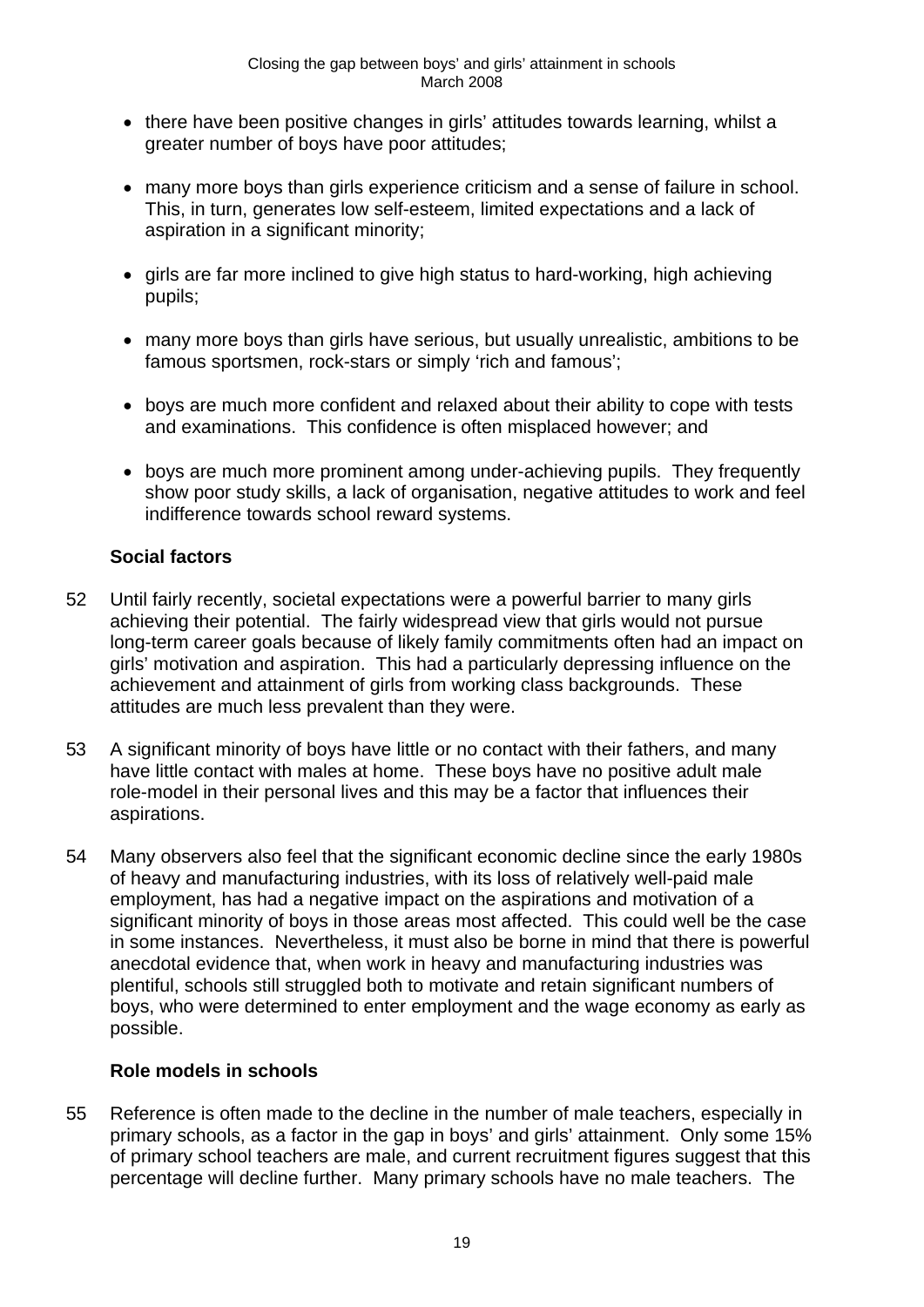- there have been positive changes in girls' attitudes towards learning, whilst a greater number of boys have poor attitudes;
- many more boys than girls experience criticism and a sense of failure in school. This, in turn, generates low self-esteem, limited expectations and a lack of aspiration in a significant minority;
- girls are far more inclined to give high status to hard-working, high achieving pupils;
- many more boys than girls have serious, but usually unrealistic, ambitions to be famous sportsmen, rock-stars or simply 'rich and famous';
- boys are much more confident and relaxed about their ability to cope with tests and examinations. This confidence is often misplaced however; and
- boys are much more prominent among under-achieving pupils. They frequently show poor study skills, a lack of organisation, negative attitudes to work and feel indifference towards school reward systems.

### Social factors

52 Until fairly recently, societal expectations were a powerful barrier to many girls achieving their potential. The fairly widespread view that girls would not pursue long-term career goals because of likely family commitments often had an impact on girls' motivation and aspiration. This had a particularly depressing influence on the achievement and attainment of girls from working class backgrounds. These attitudes are much less prevalent than they were.

53 A significant minority of boys have little or no contact with their fathers, and many have little contact with males at home. These boys have no positive adult male role-model in their personal lives and this may be a factor that influences their aspirations.

54 Many observers also feel that the significant economic decline since the early 1980s of heavy and manufacturing industries, with its loss of relatively well-paid male employment, has had a negative impact on the aspirations and motivation of a significant minority of boys in those areas most affected. This could well be the case in some instances. Nevertheless, it must also be borne in mind that there is powerful anecdotal evidence that, when work in heavy and manufacturing industries was plentiful, schools still struggled both to motivate and retain significant numbers of boys, who were determined to enter employment and the wage economy as early as possible.

### Role models in schools

55 Reference is often made to the decline in the number of male teachers, especially in primary schools, as a factor in the gap in boys' and girls' attainment. Only some 15% of primary school teachers are male, and current recruitment figures suggest that this percentage will decline further. Many primary schools have no male teachers. The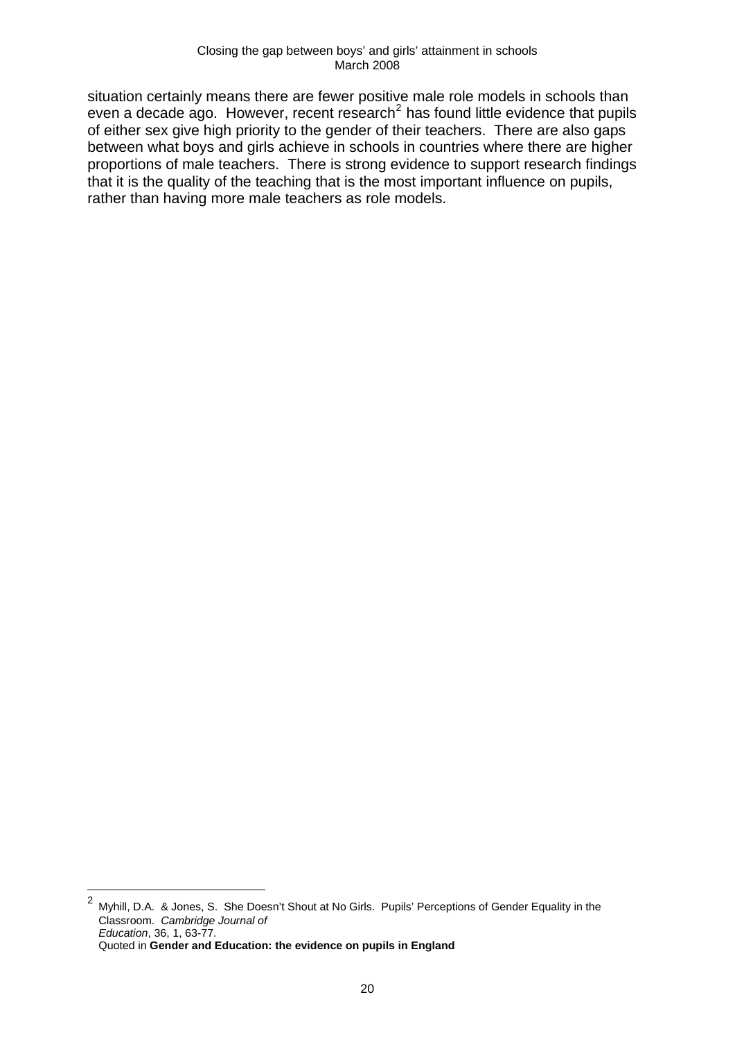situation certainly means there are fewer positive male role models in schools than even a decade ago. However, recent research[2] has found little evidence that pupils of either sex give high priority to the gender of their teachers. There are also gaps between what boys and girls achieve in schools in countries where there are higher proportions of male teachers. There is strong evidence to support research findings that it is the quality of the teaching that is the most important influence on pupils, rather than having more male teachers as role models.

---

[2] Myhill, D.A. & Jones, S. She Doesn't Shout at No Girls. Pupils' Perceptions of Gender Equality in the Classroom. *Cambridge Journal of Education*, 36, 1, 63-77.
Quoted in **Gender and Education: the evidence on pupils in England**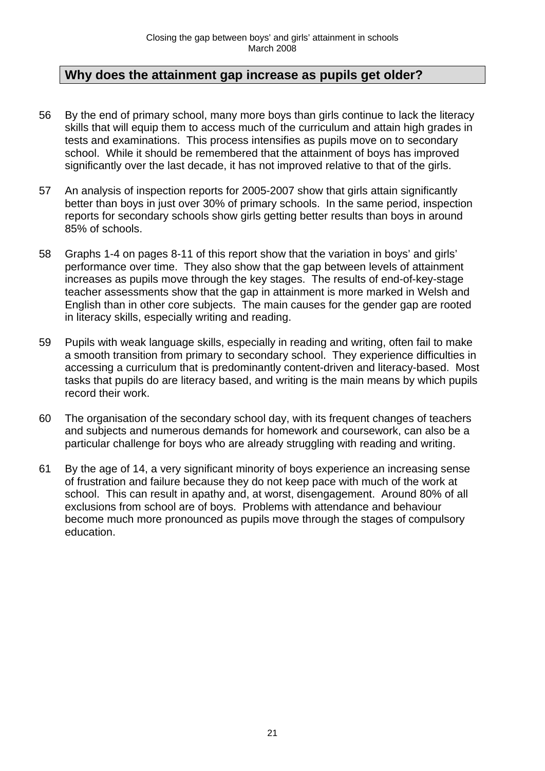## Why does the attainment gap increase as pupils get older?

56 By the end of primary school, many more boys than girls continue to lack the literacy skills that will equip them to access much of the curriculum and attain high grades in tests and examinations. This process intensifies as pupils move on to secondary school. While it should be remembered that the attainment of boys has improved significantly over the last decade, it has not improved relative to that of the girls.

57 An analysis of inspection reports for 2005-2007 show that girls attain significantly better than boys in just over 30% of primary schools. In the same period, inspection reports for secondary schools show girls getting better results than boys in around 85% of schools.

58 Graphs 1-4 on pages 8-11 of this report show that the variation in boys' and girls' performance over time. They also show that the gap between levels of attainment increases as pupils move through the key stages. The results of end-of-key-stage teacher assessments show that the gap in attainment is more marked in Welsh and English than in other core subjects. The main causes for the gender gap are rooted in literacy skills, especially writing and reading.

59 Pupils with weak language skills, especially in reading and writing, often fail to make a smooth transition from primary to secondary school. They experience difficulties in accessing a curriculum that is predominantly content-driven and literacy-based. Most tasks that pupils do are literacy based, and writing is the main means by which pupils record their work.

60 The organisation of the secondary school day, with its frequent changes of teachers and subjects and numerous demands for homework and coursework, can also be a particular challenge for boys who are already struggling with reading and writing.

61 By the age of 14, a very significant minority of boys experience an increasing sense of frustration and failure because they do not keep pace with much of the work at school. This can result in apathy and, at worst, disengagement. Around 80% of all exclusions from school are of boys. Problems with attendance and behaviour become much more pronounced as pupils move through the stages of compulsory education.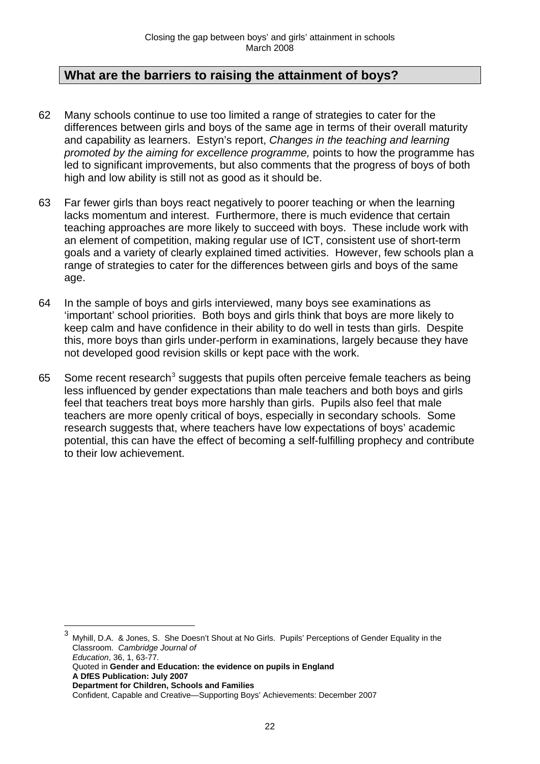## What are the barriers to raising the attainment of boys?

62 Many schools continue to use too limited a range of strategies to cater for the differences between girls and boys of the same age in terms of their overall maturity and capability as learners. Estyn's report, *Changes in the teaching and learning promoted by the aiming for excellence programme,* points to how the programme has led to significant improvements, but also comments that the progress of boys of both high and low ability is still not as good as it should be.

63 Far fewer girls than boys react negatively to poorer teaching or when the learning lacks momentum and interest. Furthermore, there is much evidence that certain teaching approaches are more likely to succeed with boys. These include work with an element of competition, making regular use of ICT, consistent use of short-term goals and a variety of clearly explained timed activities. However, few schools plan a range of strategies to cater for the differences between girls and boys of the same age.

64 In the sample of boys and girls interviewed, many boys see examinations as 'important' school priorities. Both boys and girls think that boys are more likely to keep calm and have confidence in their ability to do well in tests than girls. Despite this, more boys than girls under-perform in examinations, largely because they have not developed good revision skills or kept pace with the work.

65 Some recent research[3] suggests that pupils often perceive female teachers as being less influenced by gender expectations than male teachers and both boys and girls feel that teachers treat boys more harshly than girls. Pupils also feel that male teachers are more openly critical of boys, especially in secondary schools. Some research suggests that, where teachers have low expectations of boys' academic potential, this can have the effect of becoming a self-fulfilling prophecy and contribute to their low achievement.

---

[3] Myhill, D.A. & Jones, S. She Doesn't Shout at No Girls. Pupils' Perceptions of Gender Equality in the Classroom. *Cambridge Journal of Education*, 36, 1, 63-77.
Quoted in **Gender and Education: the evidence on pupils in England**
**A DfES Publication: July 2007**
**Department for Children, Schools and Families**
Confident, Capable and Creative—Supporting Boys' Achievements: December 2007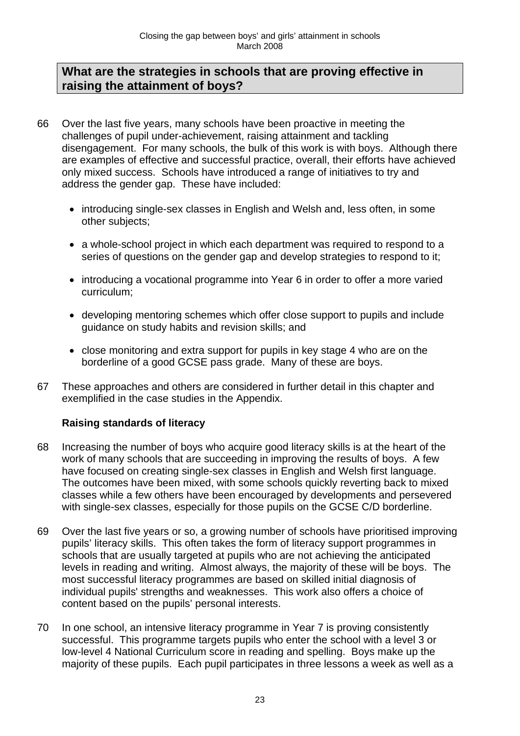## What are the strategies in schools that are proving effective in raising the attainment of boys?

66 Over the last five years, many schools have been proactive in meeting the challenges of pupil under-achievement, raising attainment and tackling disengagement. For many schools, the bulk of this work is with boys. Although there are examples of effective and successful practice, overall, their efforts have achieved only mixed success. Schools have introduced a range of initiatives to try and address the gender gap. These have included:

- introducing single-sex classes in English and Welsh and, less often, in some other subjects;
- a whole-school project in which each department was required to respond to a series of questions on the gender gap and develop strategies to respond to it;
- introducing a vocational programme into Year 6 in order to offer a more varied curriculum;
- developing mentoring schemes which offer close support to pupils and include guidance on study habits and revision skills; and
- close monitoring and extra support for pupils in key stage 4 who are on the borderline of a good GCSE pass grade. Many of these are boys.

67 These approaches and others are considered in further detail in this chapter and exemplified in the case studies in the Appendix.

### Raising standards of literacy

68 Increasing the number of boys who acquire good literacy skills is at the heart of the work of many schools that are succeeding in improving the results of boys. A few have focused on creating single-sex classes in English and Welsh first language. The outcomes have been mixed, with some schools quickly reverting back to mixed classes while a few others have been encouraged by developments and persevered with single-sex classes, especially for those pupils on the GCSE C/D borderline.

69 Over the last five years or so, a growing number of schools have prioritised improving pupils' literacy skills. This often takes the form of literacy support programmes in schools that are usually targeted at pupils who are not achieving the anticipated levels in reading and writing. Almost always, the majority of these will be boys. The most successful literacy programmes are based on skilled initial diagnosis of individual pupils' strengths and weaknesses. This work also offers a choice of content based on the pupils' personal interests.

70 In one school, an intensive literacy programme in Year 7 is proving consistently successful. This programme targets pupils who enter the school with a level 3 or low-level 4 National Curriculum score in reading and spelling. Boys make up the majority of these pupils. Each pupil participates in three lessons a week as well as a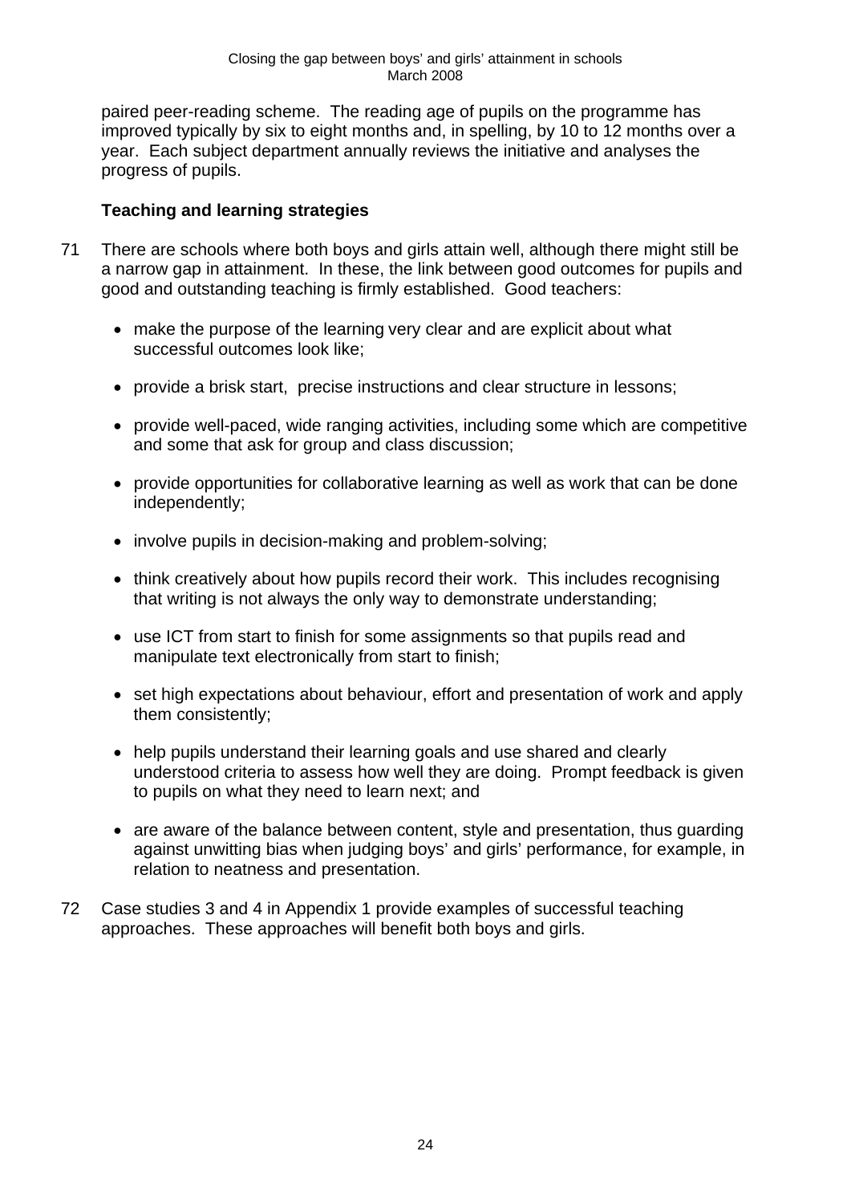paired peer-reading scheme. The reading age of pupils on the programme has improved typically by six to eight months and, in spelling, by 10 to 12 months over a year. Each subject department annually reviews the initiative and analyses the progress of pupils.

### Teaching and learning strategies

71 There are schools where both boys and girls attain well, although there might still be a narrow gap in attainment. In these, the link between good outcomes for pupils and good and outstanding teaching is firmly established. Good teachers:

- make the purpose of the learning very clear and are explicit about what successful outcomes look like;
- provide a brisk start, precise instructions and clear structure in lessons;
- provide well-paced, wide ranging activities, including some which are competitive and some that ask for group and class discussion;
- provide opportunities for collaborative learning as well as work that can be done independently;
- involve pupils in decision-making and problem-solving;
- think creatively about how pupils record their work. This includes recognising that writing is not always the only way to demonstrate understanding;
- use ICT from start to finish for some assignments so that pupils read and manipulate text electronically from start to finish;
- set high expectations about behaviour, effort and presentation of work and apply them consistently;
- help pupils understand their learning goals and use shared and clearly understood criteria to assess how well they are doing. Prompt feedback is given to pupils on what they need to learn next; and
- are aware of the balance between content, style and presentation, thus guarding against unwitting bias when judging boys' and girls' performance, for example, in relation to neatness and presentation.

72 Case studies 3 and 4 in Appendix 1 provide examples of successful teaching approaches. These approaches will benefit both boys and girls.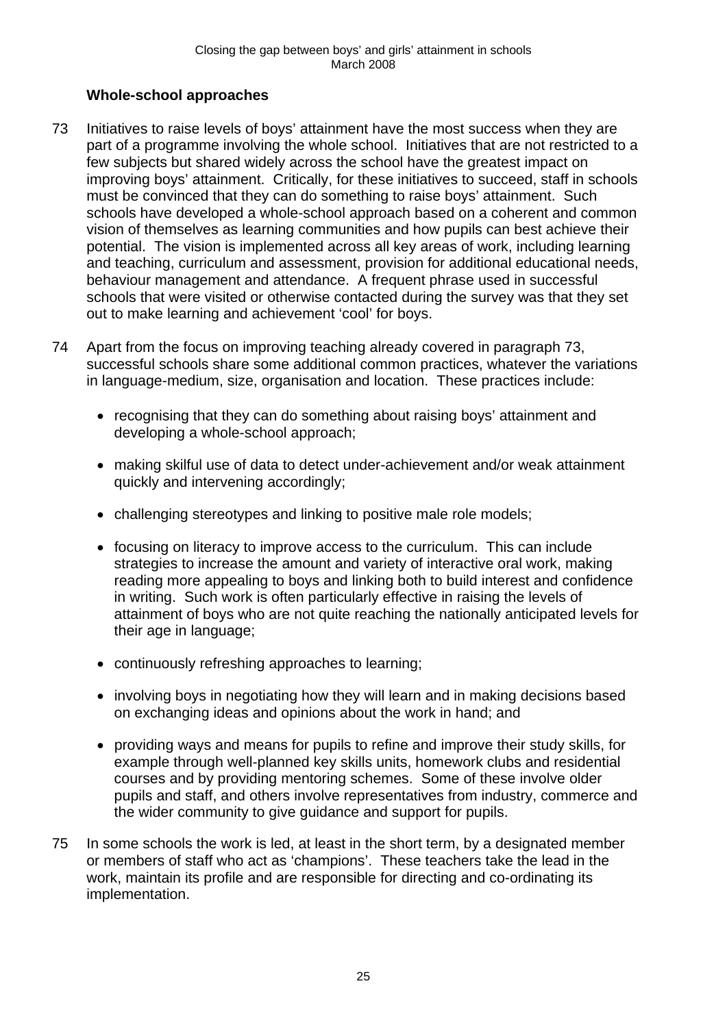### Whole-school approaches

73 Initiatives to raise levels of boys' attainment have the most success when they are part of a programme involving the whole school. Initiatives that are not restricted to a few subjects but shared widely across the school have the greatest impact on improving boys' attainment. Critically, for these initiatives to succeed, staff in schools must be convinced that they can do something to raise boys' attainment. Such schools have developed a whole-school approach based on a coherent and common vision of themselves as learning communities and how pupils can best achieve their potential. The vision is implemented across all key areas of work, including learning and teaching, curriculum and assessment, provision for additional educational needs, behaviour management and attendance. A frequent phrase used in successful schools that were visited or otherwise contacted during the survey was that they set out to make learning and achievement 'cool' for boys.

74 Apart from the focus on improving teaching already covered in paragraph 73, successful schools share some additional common practices, whatever the variations in language-medium, size, organisation and location. These practices include:

- recognising that they can do something about raising boys' attainment and developing a whole-school approach;
- making skilful use of data to detect under-achievement and/or weak attainment quickly and intervening accordingly;
- challenging stereotypes and linking to positive male role models;
- focusing on literacy to improve access to the curriculum. This can include strategies to increase the amount and variety of interactive oral work, making reading more appealing to boys and linking both to build interest and confidence in writing. Such work is often particularly effective in raising the levels of attainment of boys who are not quite reaching the nationally anticipated levels for their age in language;
- continuously refreshing approaches to learning;
- involving boys in negotiating how they will learn and in making decisions based on exchanging ideas and opinions about the work in hand; and
- providing ways and means for pupils to refine and improve their study skills, for example through well-planned key skills units, homework clubs and residential courses and by providing mentoring schemes. Some of these involve older pupils and staff, and others involve representatives from industry, commerce and the wider community to give guidance and support for pupils.

75 In some schools the work is led, at least in the short term, by a designated member or members of staff who act as 'champions'. These teachers take the lead in the work, maintain its profile and are responsible for directing and co-ordinating its implementation.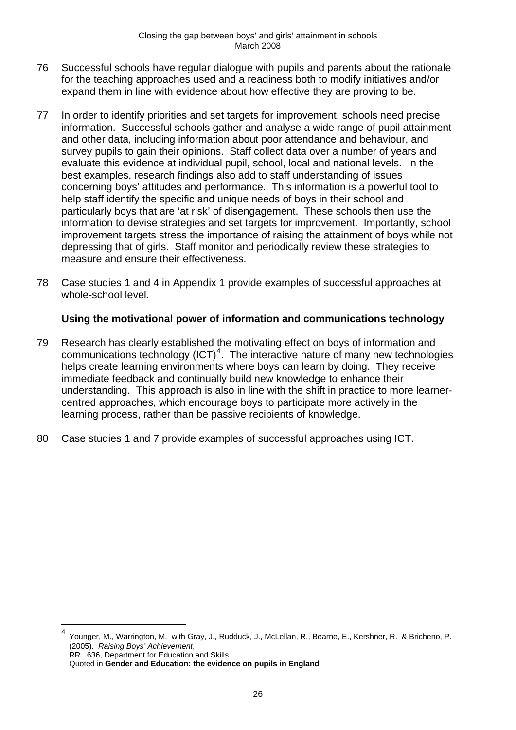76 Successful schools have regular dialogue with pupils and parents about the rationale for the teaching approaches used and a readiness both to modify initiatives and/or expand them in line with evidence about how effective they are proving to be.

77 In order to identify priorities and set targets for improvement, schools need precise information. Successful schools gather and analyse a wide range of pupil attainment and other data, including information about poor attendance and behaviour, and survey pupils to gain their opinions. Staff collect data over a number of years and evaluate this evidence at individual pupil, school, local and national levels. In the best examples, research findings also add to staff understanding of issues concerning boys' attitudes and performance. This information is a powerful tool to help staff identify the specific and unique needs of boys in their school and particularly boys that are 'at risk' of disengagement. These schools then use the information to devise strategies and set targets for improvement. Importantly, school improvement targets stress the importance of raising the attainment of boys while not depressing that of girls. Staff monitor and periodically review these strategies to measure and ensure their effectiveness.

78 Case studies 1 and 4 in Appendix 1 provide examples of successful approaches at whole-school level.

### Using the motivational power of information and communications technology

79 Research has clearly established the motivating effect on boys of information and communications technology (ICT)[4]. The interactive nature of many new technologies helps create learning environments where boys can learn by doing. They receive immediate feedback and continually build new knowledge to enhance their understanding. This approach is also in line with the shift in practice to more learner-centred approaches, which encourage boys to participate more actively in the learning process, rather than be passive recipients of knowledge.

80 Case studies 1 and 7 provide examples of successful approaches using ICT.

---

[4] Younger, M., Warrington, M. with Gray, J., Rudduck, J., McLellan, R., Bearne, E., Kershner, R. & Bricheno, P. (2005). *Raising Boys' Achievement*, RR. 636, Department for Education and Skills. Quoted in **Gender and Education: the evidence on pupils in England**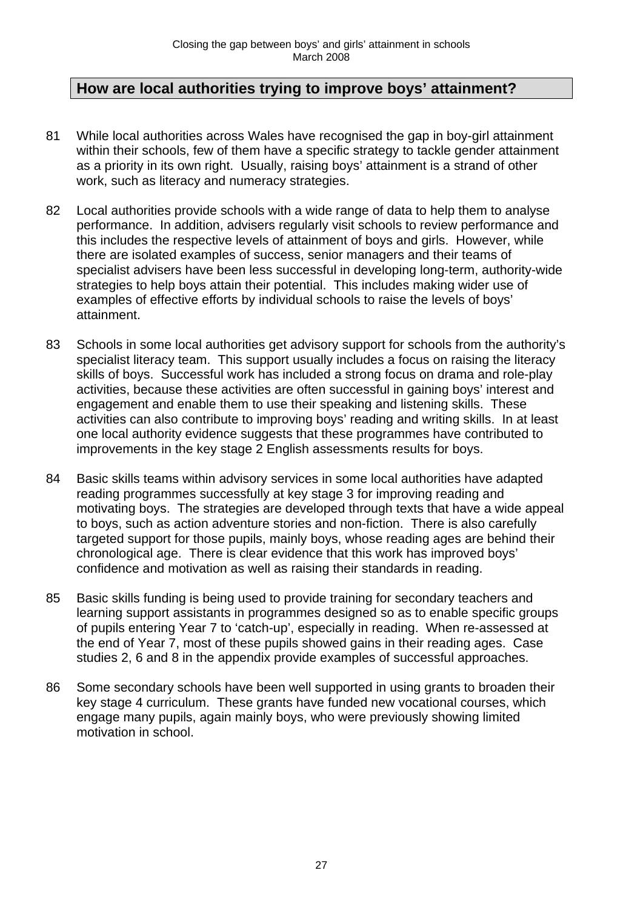## How are local authorities trying to improve boys' attainment?

81 While local authorities across Wales have recognised the gap in boy-girl attainment within their schools, few of them have a specific strategy to tackle gender attainment as a priority in its own right. Usually, raising boys' attainment is a strand of other work, such as literacy and numeracy strategies.

82 Local authorities provide schools with a wide range of data to help them to analyse performance. In addition, advisers regularly visit schools to review performance and this includes the respective levels of attainment of boys and girls. However, while there are isolated examples of success, senior managers and their teams of specialist advisers have been less successful in developing long-term, authority-wide strategies to help boys attain their potential. This includes making wider use of examples of effective efforts by individual schools to raise the levels of boys' attainment.

83 Schools in some local authorities get advisory support for schools from the authority's specialist literacy team. This support usually includes a focus on raising the literacy skills of boys. Successful work has included a strong focus on drama and role-play activities, because these activities are often successful in gaining boys' interest and engagement and enable them to use their speaking and listening skills. These activities can also contribute to improving boys' reading and writing skills. In at least one local authority evidence suggests that these programmes have contributed to improvements in the key stage 2 English assessments results for boys.

84 Basic skills teams within advisory services in some local authorities have adapted reading programmes successfully at key stage 3 for improving reading and motivating boys. The strategies are developed through texts that have a wide appeal to boys, such as action adventure stories and non-fiction. There is also carefully targeted support for those pupils, mainly boys, whose reading ages are behind their chronological age. There is clear evidence that this work has improved boys' confidence and motivation as well as raising their standards in reading.

85 Basic skills funding is being used to provide training for secondary teachers and learning support assistants in programmes designed so as to enable specific groups of pupils entering Year 7 to 'catch-up', especially in reading. When re-assessed at the end of Year 7, most of these pupils showed gains in their reading ages. Case studies 2, 6 and 8 in the appendix provide examples of successful approaches.

86 Some secondary schools have been well supported in using grants to broaden their key stage 4 curriculum. These grants have funded new vocational courses, which engage many pupils, again mainly boys, who were previously showing limited motivation in school.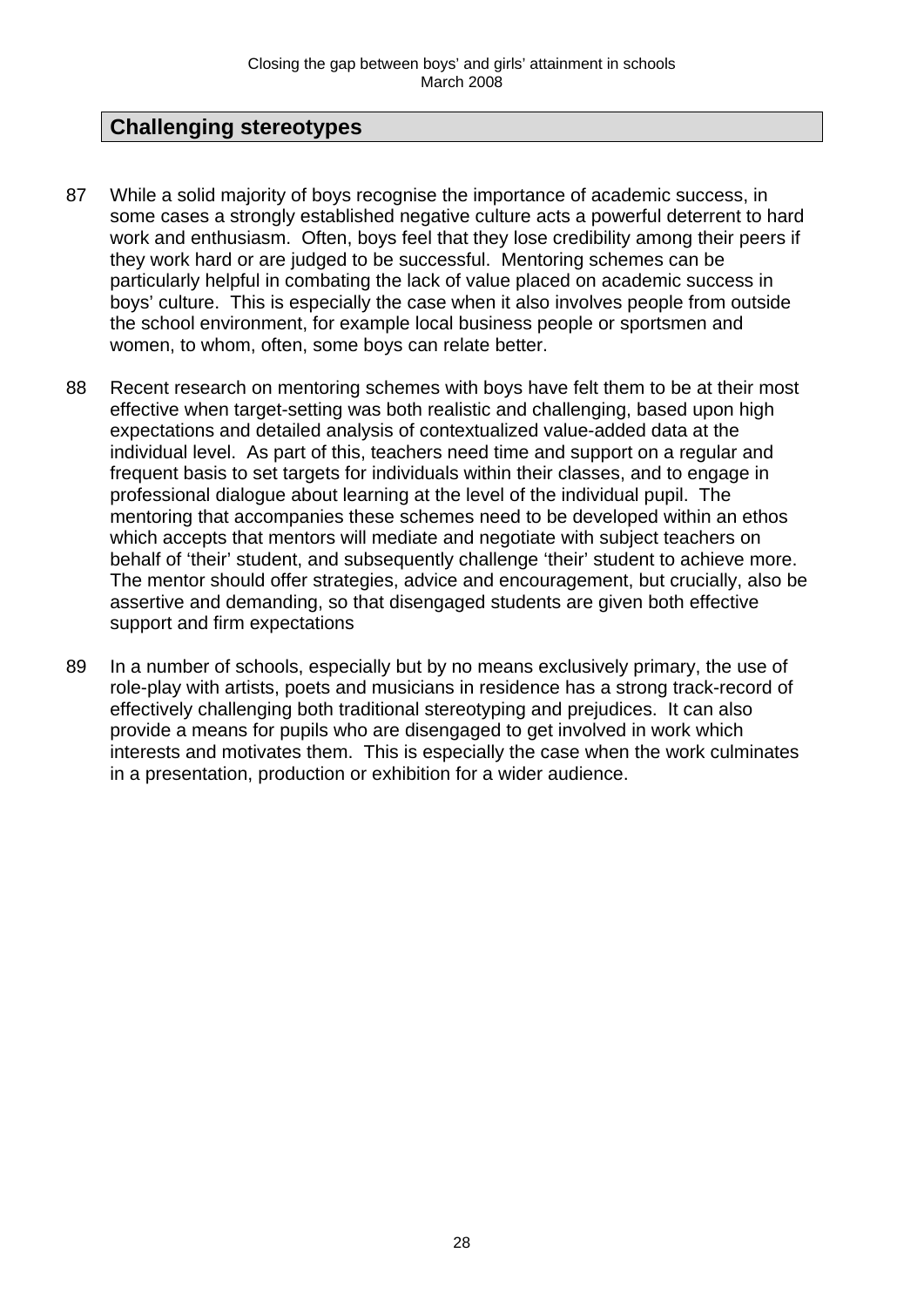## Challenging stereotypes

87 While a solid majority of boys recognise the importance of academic success, in some cases a strongly established negative culture acts a powerful deterrent to hard work and enthusiasm. Often, boys feel that they lose credibility among their peers if they work hard or are judged to be successful. Mentoring schemes can be particularly helpful in combating the lack of value placed on academic success in boys' culture. This is especially the case when it also involves people from outside the school environment, for example local business people or sportsmen and women, to whom, often, some boys can relate better.

88 Recent research on mentoring schemes with boys have felt them to be at their most effective when target-setting was both realistic and challenging, based upon high expectations and detailed analysis of contextualized value-added data at the individual level. As part of this, teachers need time and support on a regular and frequent basis to set targets for individuals within their classes, and to engage in professional dialogue about learning at the level of the individual pupil. The mentoring that accompanies these schemes need to be developed within an ethos which accepts that mentors will mediate and negotiate with subject teachers on behalf of 'their' student, and subsequently challenge 'their' student to achieve more. The mentor should offer strategies, advice and encouragement, but crucially, also be assertive and demanding, so that disengaged students are given both effective support and firm expectations

89 In a number of schools, especially but by no means exclusively primary, the use of role-play with artists, poets and musicians in residence has a strong track-record of effectively challenging both traditional stereotyping and prejudices. It can also provide a means for pupils who are disengaged to get involved in work which interests and motivates them. This is especially the case when the work culminates in a presentation, production or exhibition for a wider audience.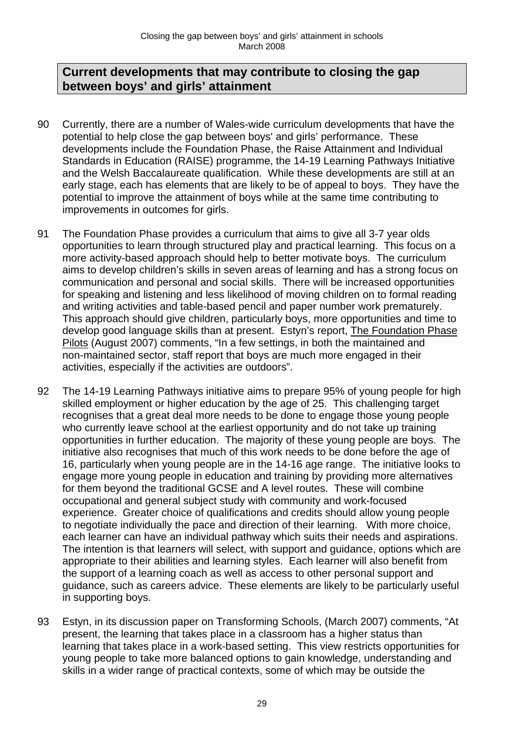## Current developments that may contribute to closing the gap between boys' and girls' attainment

90 Currently, there are a number of Wales-wide curriculum developments that have the potential to help close the gap between boys' and girls' performance. These developments include the Foundation Phase, the Raise Attainment and Individual Standards in Education (RAISE) programme, the 14-19 Learning Pathways Initiative and the Welsh Baccalaureate qualification. While these developments are still at an early stage, each has elements that are likely to be of appeal to boys. They have the potential to improve the attainment of boys while at the same time contributing to improvements in outcomes for girls.

91 The Foundation Phase provides a curriculum that aims to give all 3-7 year olds opportunities to learn through structured play and practical learning. This focus on a more activity-based approach should help to better motivate boys. The curriculum aims to develop children's skills in seven areas of learning and has a strong focus on communication and personal and social skills. There will be increased opportunities for speaking and listening and less likelihood of moving children on to formal reading and writing activities and table-based pencil and paper number work prematurely. This approach should give children, particularly boys, more opportunities and time to develop good language skills than at present. Estyn's report, The Foundation Phase Pilots (August 2007) comments, "In a few settings, in both the maintained and non-maintained sector, staff report that boys are much more engaged in their activities, especially if the activities are outdoors".

92 The 14-19 Learning Pathways initiative aims to prepare 95% of young people for high skilled employment or higher education by the age of 25. This challenging target recognises that a great deal more needs to be done to engage those young people who currently leave school at the earliest opportunity and do not take up training opportunities in further education. The majority of these young people are boys. The initiative also recognises that much of this work needs to be done before the age of 16, particularly when young people are in the 14-16 age range. The initiative looks to engage more young people in education and training by providing more alternatives for them beyond the traditional GCSE and A level routes. These will combine occupational and general subject study with community and work-focused experience. Greater choice of qualifications and credits should allow young people to negotiate individually the pace and direction of their learning. With more choice, each learner can have an individual pathway which suits their needs and aspirations. The intention is that learners will select, with support and guidance, options which are appropriate to their abilities and learning styles. Each learner will also benefit from the support of a learning coach as well as access to other personal support and guidance, such as careers advice. These elements are likely to be particularly useful in supporting boys.

93 Estyn, in its discussion paper on Transforming Schools, (March 2007) comments, "At present, the learning that takes place in a classroom has a higher status than learning that takes place in a work-based setting. This view restricts opportunities for young people to take more balanced options to gain knowledge, understanding and skills in a wider range of practical contexts, some of which may be outside the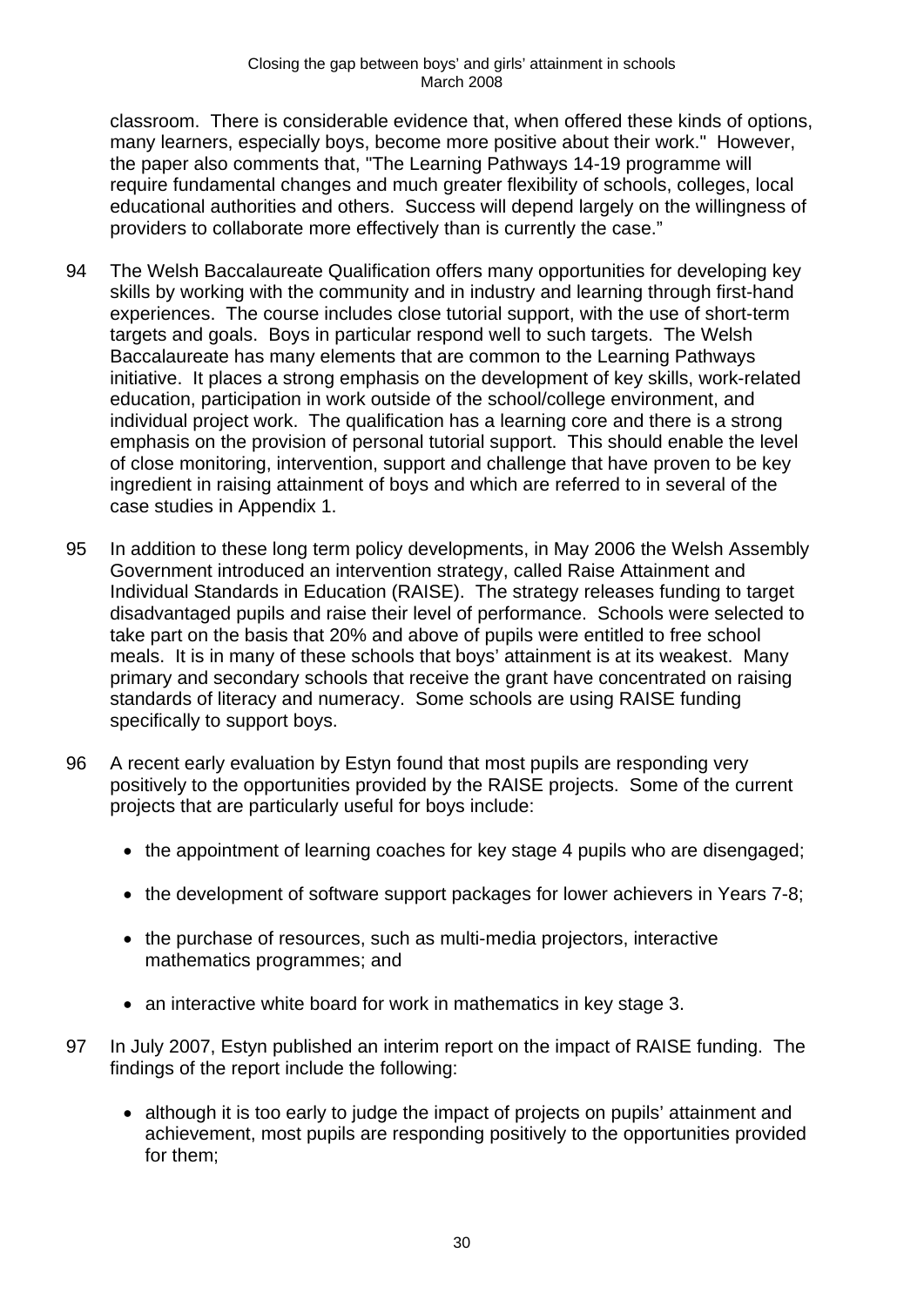classroom. There is considerable evidence that, when offered these kinds of options, many learners, especially boys, become more positive about their work." However, the paper also comments that, "The Learning Pathways 14-19 programme will require fundamental changes and much greater flexibility of schools, colleges, local educational authorities and others. Success will depend largely on the willingness of providers to collaborate more effectively than is currently the case."

94 The Welsh Baccalaureate Qualification offers many opportunities for developing key skills by working with the community and in industry and learning through first-hand experiences. The course includes close tutorial support, with the use of short-term targets and goals. Boys in particular respond well to such targets. The Welsh Baccalaureate has many elements that are common to the Learning Pathways initiative. It places a strong emphasis on the development of key skills, work-related education, participation in work outside of the school/college environment, and individual project work. The qualification has a learning core and there is a strong emphasis on the provision of personal tutorial support. This should enable the level of close monitoring, intervention, support and challenge that have proven to be key ingredient in raising attainment of boys and which are referred to in several of the case studies in Appendix 1.

95 In addition to these long term policy developments, in May 2006 the Welsh Assembly Government introduced an intervention strategy, called Raise Attainment and Individual Standards in Education (RAISE). The strategy releases funding to target disadvantaged pupils and raise their level of performance. Schools were selected to take part on the basis that 20% and above of pupils were entitled to free school meals. It is in many of these schools that boys' attainment is at its weakest. Many primary and secondary schools that receive the grant have concentrated on raising standards of literacy and numeracy. Some schools are using RAISE funding specifically to support boys.

96 A recent early evaluation by Estyn found that most pupils are responding very positively to the opportunities provided by the RAISE projects. Some of the current projects that are particularly useful for boys include:

- the appointment of learning coaches for key stage 4 pupils who are disengaged;
- the development of software support packages for lower achievers in Years 7-8;
- the purchase of resources, such as multi-media projectors, interactive mathematics programmes; and
- an interactive white board for work in mathematics in key stage 3.

97 In July 2007, Estyn published an interim report on the impact of RAISE funding. The findings of the report include the following:

- although it is too early to judge the impact of projects on pupils' attainment and achievement, most pupils are responding positively to the opportunities provided for them;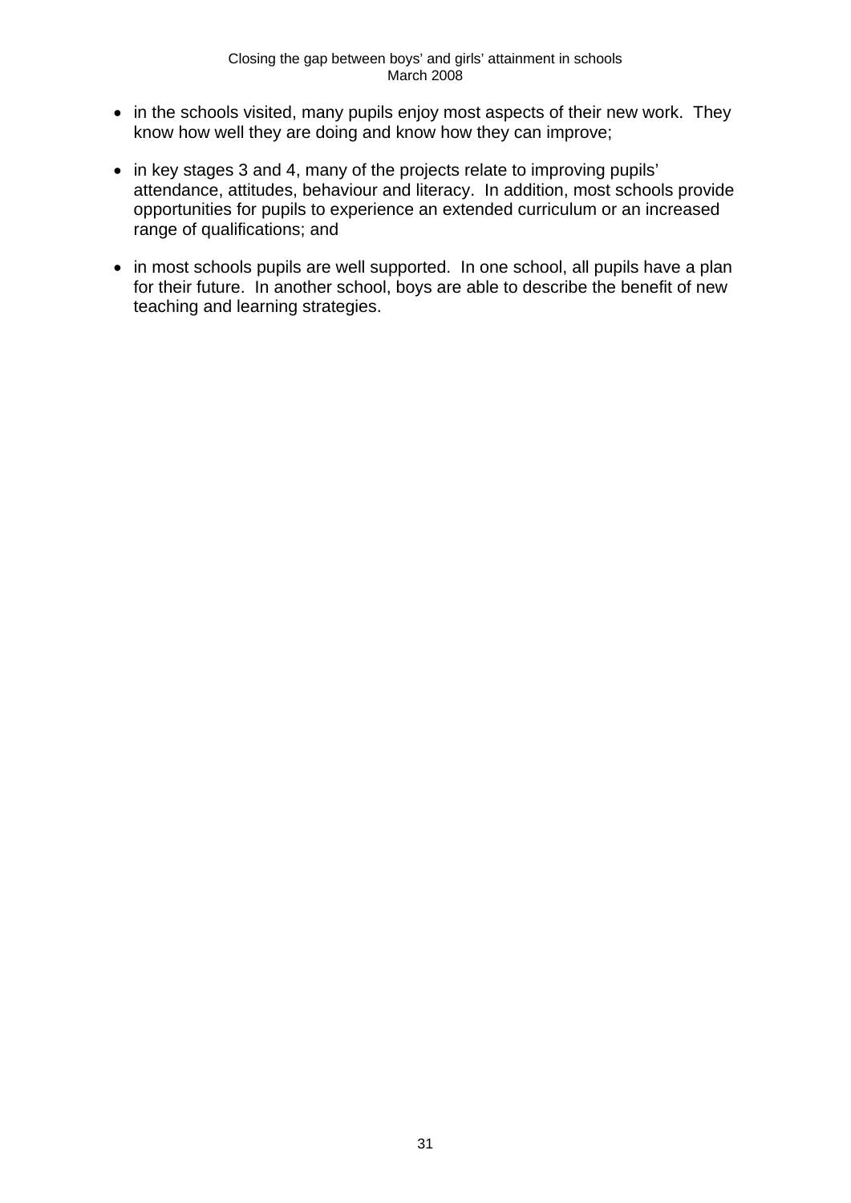- in the schools visited, many pupils enjoy most aspects of their new work. They know how well they are doing and know how they can improve;
- in key stages 3 and 4, many of the projects relate to improving pupils' attendance, attitudes, behaviour and literacy. In addition, most schools provide opportunities for pupils to experience an extended curriculum or an increased range of qualifications; and
- in most schools pupils are well supported. In one school, all pupils have a plan for their future. In another school, boys are able to describe the benefit of new teaching and learning strategies.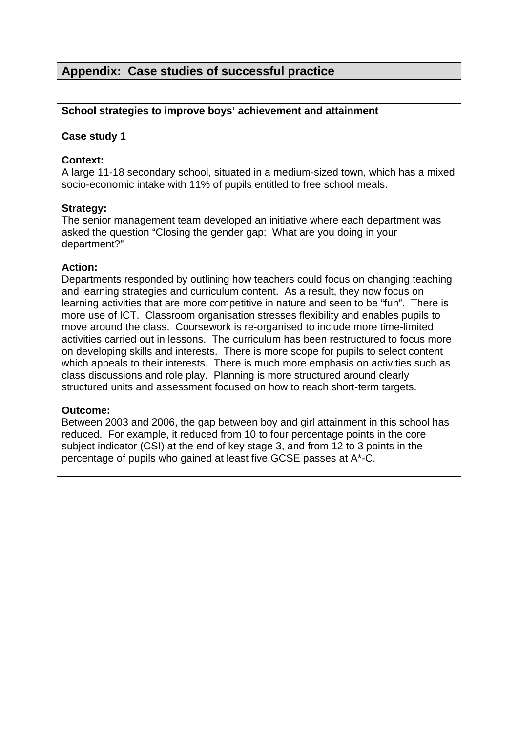## Appendix: Case studies of successful practice

### School strategies to improve boys' achievement and attainment

**Case study 1**

**Context:**
A large 11-18 secondary school, situated in a medium-sized town, which has a mixed socio-economic intake with 11% of pupils entitled to free school meals.

**Strategy:**
The senior management team developed an initiative where each department was asked the question "Closing the gender gap: What are you doing in your department?"

**Action:**
Departments responded by outlining how teachers could focus on changing teaching and learning strategies and curriculum content. As a result, they now focus on learning activities that are more competitive in nature and seen to be "fun". There is more use of ICT. Classroom organisation stresses flexibility and enables pupils to move around the class. Coursework is re-organised to include more time-limited activities carried out in lessons. The curriculum has been restructured to focus more on developing skills and interests. There is more scope for pupils to select content which appeals to their interests. There is much more emphasis on activities such as class discussions and role play. Planning is more structured around clearly structured units and assessment focused on how to reach short-term targets.

**Outcome:**
Between 2003 and 2006, the gap between boy and girl attainment in this school has reduced. For example, it reduced from 10 to four percentage points in the core subject indicator (CSI) at the end of key stage 3, and from 12 to 3 points in the percentage of pupils who gained at least five GCSE passes at A*-C.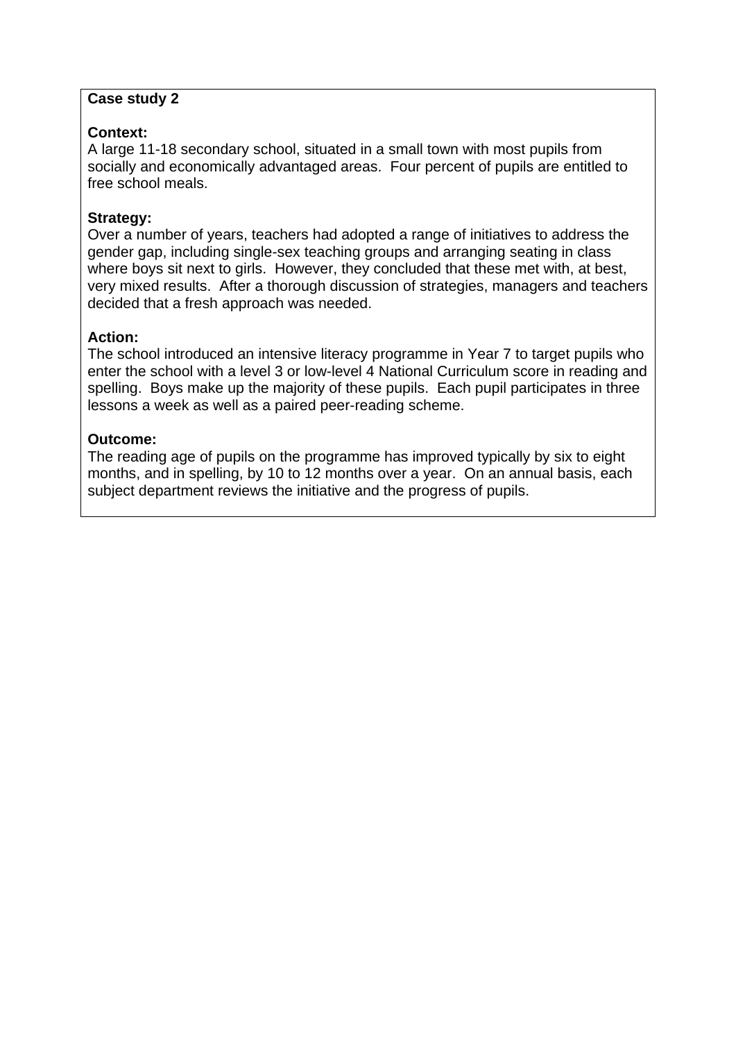**Case study 2**

**Context:**
A large 11-18 secondary school, situated in a small town with most pupils from socially and economically advantaged areas. Four percent of pupils are entitled to free school meals.

**Strategy:**
Over a number of years, teachers had adopted a range of initiatives to address the gender gap, including single-sex teaching groups and arranging seating in class where boys sit next to girls. However, they concluded that these met with, at best, very mixed results. After a thorough discussion of strategies, managers and teachers decided that a fresh approach was needed.

**Action:**
The school introduced an intensive literacy programme in Year 7 to target pupils who enter the school with a level 3 or low-level 4 National Curriculum score in reading and spelling. Boys make up the majority of these pupils. Each pupil participates in three lessons a week as well as a paired peer-reading scheme.

**Outcome:**
The reading age of pupils on the programme has improved typically by six to eight months, and in spelling, by 10 to 12 months over a year. On an annual basis, each subject department reviews the initiative and the progress of pupils.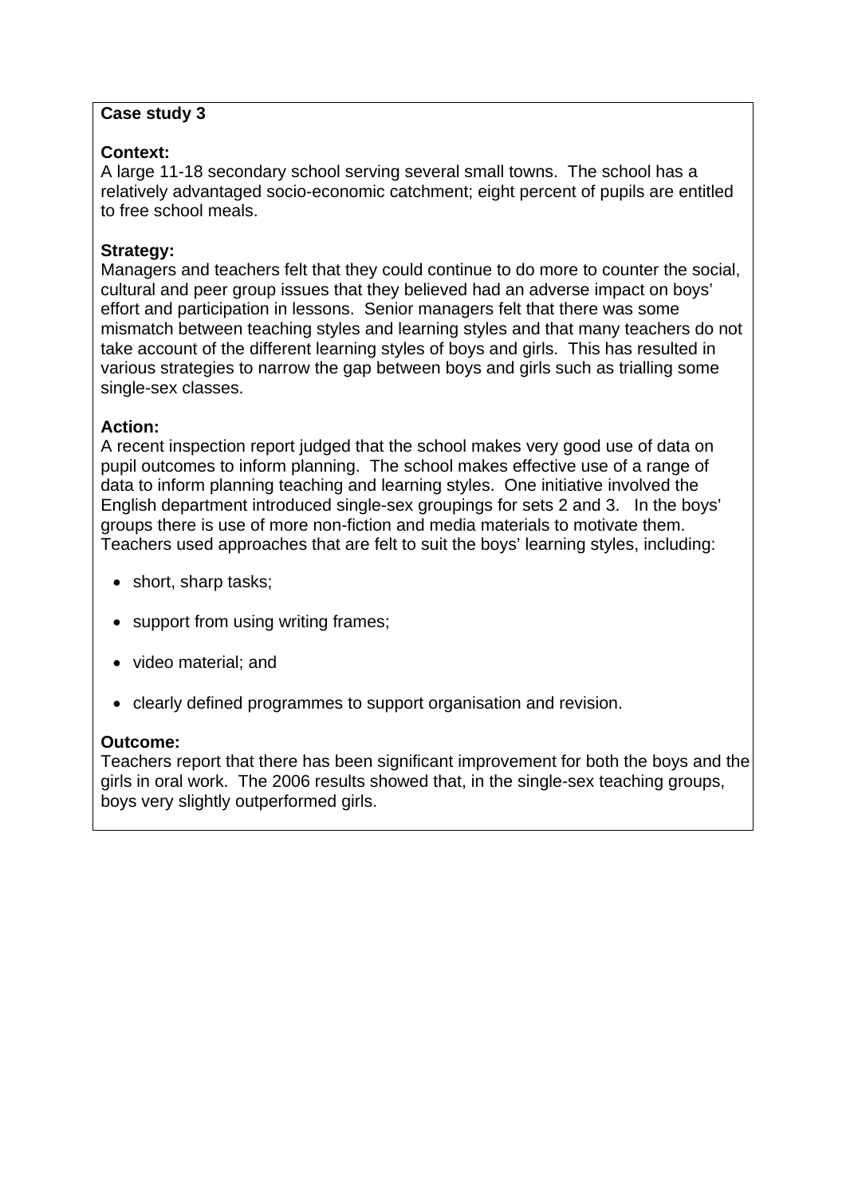**Case study 3**

**Context:**
A large 11-18 secondary school serving several small towns. The school has a relatively advantaged socio-economic catchment; eight percent of pupils are entitled to free school meals.

**Strategy:**
Managers and teachers felt that they could continue to do more to counter the social, cultural and peer group issues that they believed had an adverse impact on boys' effort and participation in lessons. Senior managers felt that there was some mismatch between teaching styles and learning styles and that many teachers do not take account of the different learning styles of boys and girls. This has resulted in various strategies to narrow the gap between boys and girls such as trialling some single-sex classes.

**Action:**
A recent inspection report judged that the school makes very good use of data on pupil outcomes to inform planning. The school makes effective use of a range of data to inform planning teaching and learning styles. One initiative involved the English department introduced single-sex groupings for sets 2 and 3. In the boys' groups there is use of more non-fiction and media materials to motivate them. Teachers used approaches that are felt to suit the boys' learning styles, including:

- short, sharp tasks;
- support from using writing frames;
- video material; and
- clearly defined programmes to support organisation and revision.

**Outcome:**
Teachers report that there has been significant improvement for both the boys and the girls in oral work. The 2006 results showed that, in the single-sex teaching groups, boys very slightly outperformed girls.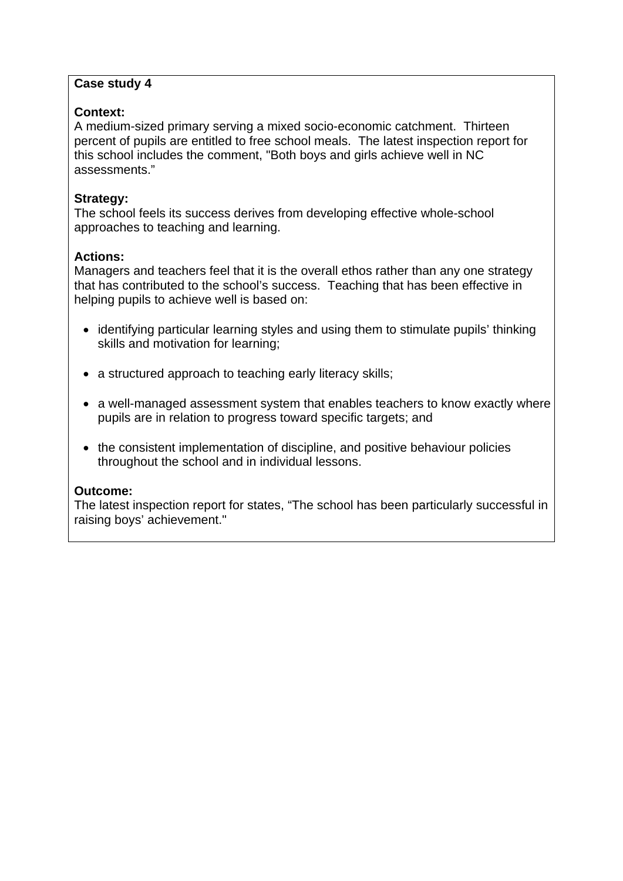**Case study 4**

**Context:**
A medium-sized primary serving a mixed socio-economic catchment. Thirteen percent of pupils are entitled to free school meals. The latest inspection report for this school includes the comment, "Both boys and girls achieve well in NC assessments."

**Strategy:**
The school feels its success derives from developing effective whole-school approaches to teaching and learning.

**Actions:**
Managers and teachers feel that it is the overall ethos rather than any one strategy that has contributed to the school's success. Teaching that has been effective in helping pupils to achieve well is based on:

- identifying particular learning styles and using them to stimulate pupils' thinking skills and motivation for learning;
- a structured approach to teaching early literacy skills;
- a well-managed assessment system that enables teachers to know exactly where pupils are in relation to progress toward specific targets; and
- the consistent implementation of discipline, and positive behaviour policies throughout the school and in individual lessons.

**Outcome:**
The latest inspection report for states, "The school has been particularly successful in raising boys' achievement."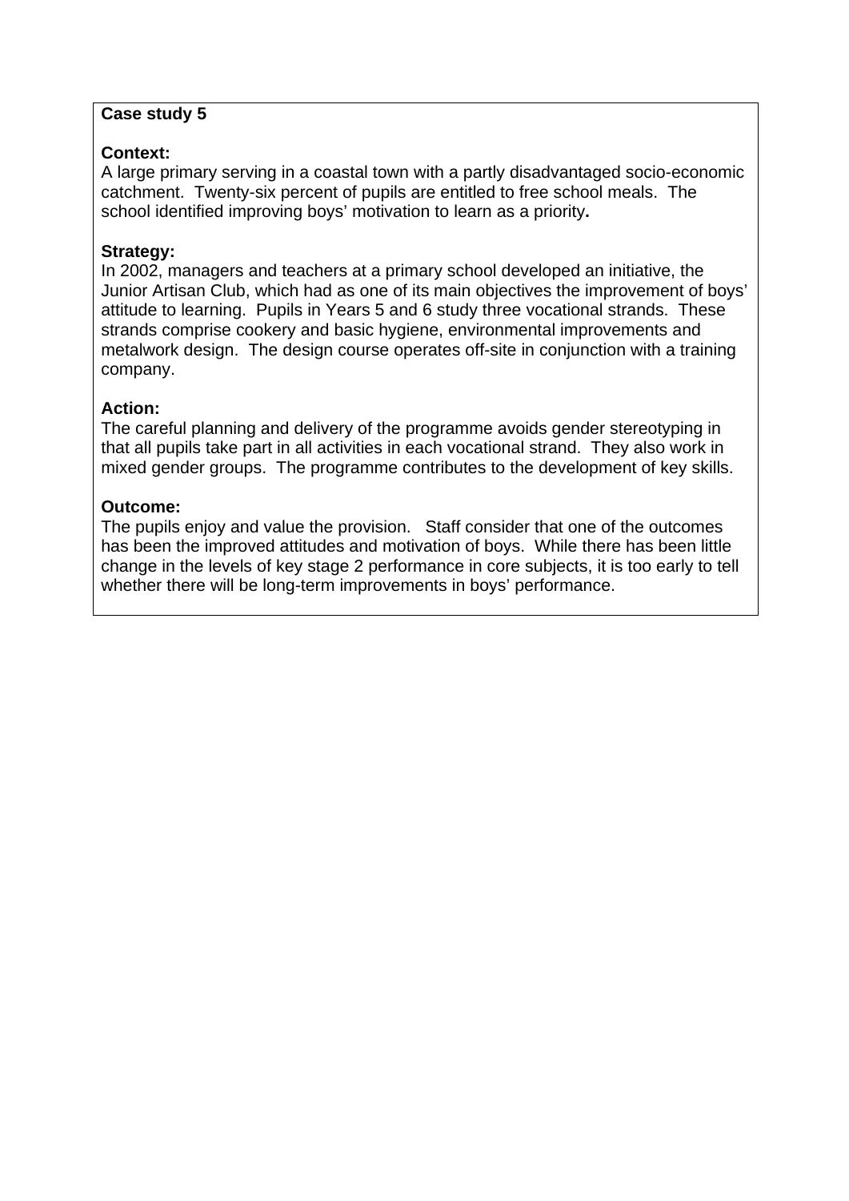**Case study 5**

**Context:**
A large primary serving in a coastal town with a partly disadvantaged socio-economic catchment. Twenty-six percent of pupils are entitled to free school meals. The school identified improving boys' motivation to learn as a priority**.**

**Strategy:**
In 2002, managers and teachers at a primary school developed an initiative, the Junior Artisan Club, which had as one of its main objectives the improvement of boys' attitude to learning. Pupils in Years 5 and 6 study three vocational strands. These strands comprise cookery and basic hygiene, environmental improvements and metalwork design. The design course operates off-site in conjunction with a training company.

**Action:**
The careful planning and delivery of the programme avoids gender stereotyping in that all pupils take part in all activities in each vocational strand. They also work in mixed gender groups. The programme contributes to the development of key skills.

**Outcome:**
The pupils enjoy and value the provision. Staff consider that one of the outcomes has been the improved attitudes and motivation of boys. While there has been little change in the levels of key stage 2 performance in core subjects, it is too early to tell whether there will be long-term improvements in boys' performance.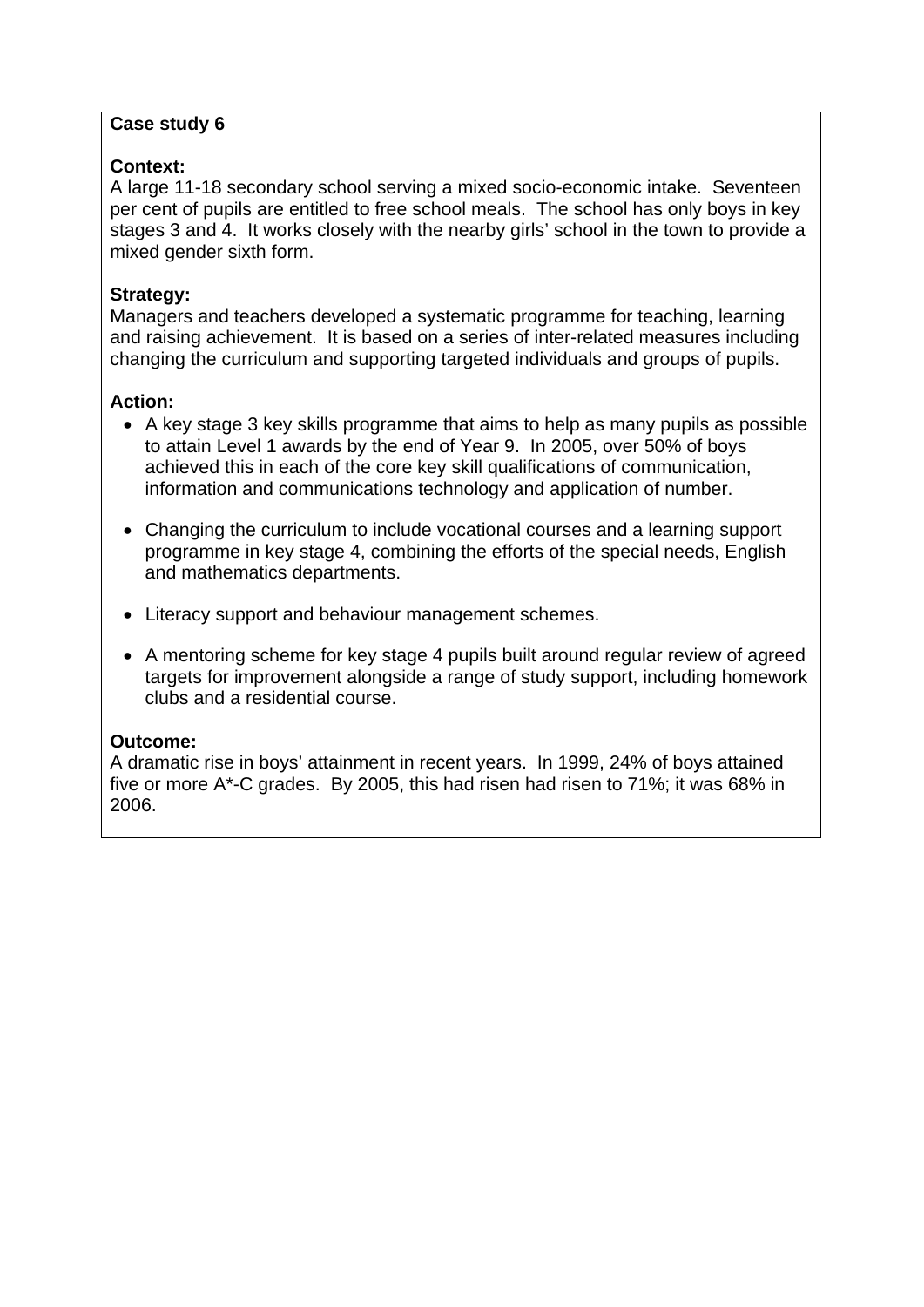**Case study 6**

**Context:**
A large 11-18 secondary school serving a mixed socio-economic intake. Seventeen per cent of pupils are entitled to free school meals. The school has only boys in key stages 3 and 4. It works closely with the nearby girls' school in the town to provide a mixed gender sixth form.

**Strategy:**
Managers and teachers developed a systematic programme for teaching, learning and raising achievement. It is based on a series of inter-related measures including changing the curriculum and supporting targeted individuals and groups of pupils.

**Action:**

- A key stage 3 key skills programme that aims to help as many pupils as possible to attain Level 1 awards by the end of Year 9. In 2005, over 50% of boys achieved this in each of the core key skill qualifications of communication, information and communications technology and application of number.
- Changing the curriculum to include vocational courses and a learning support programme in key stage 4, combining the efforts of the special needs, English and mathematics departments.
- Literacy support and behaviour management schemes.
- A mentoring scheme for key stage 4 pupils built around regular review of agreed targets for improvement alongside a range of study support, including homework clubs and a residential course.

**Outcome:**
A dramatic rise in boys' attainment in recent years. In 1999, 24% of boys attained five or more A*-C grades. By 2005, this had risen had risen to 71%; it was 68% in 2006.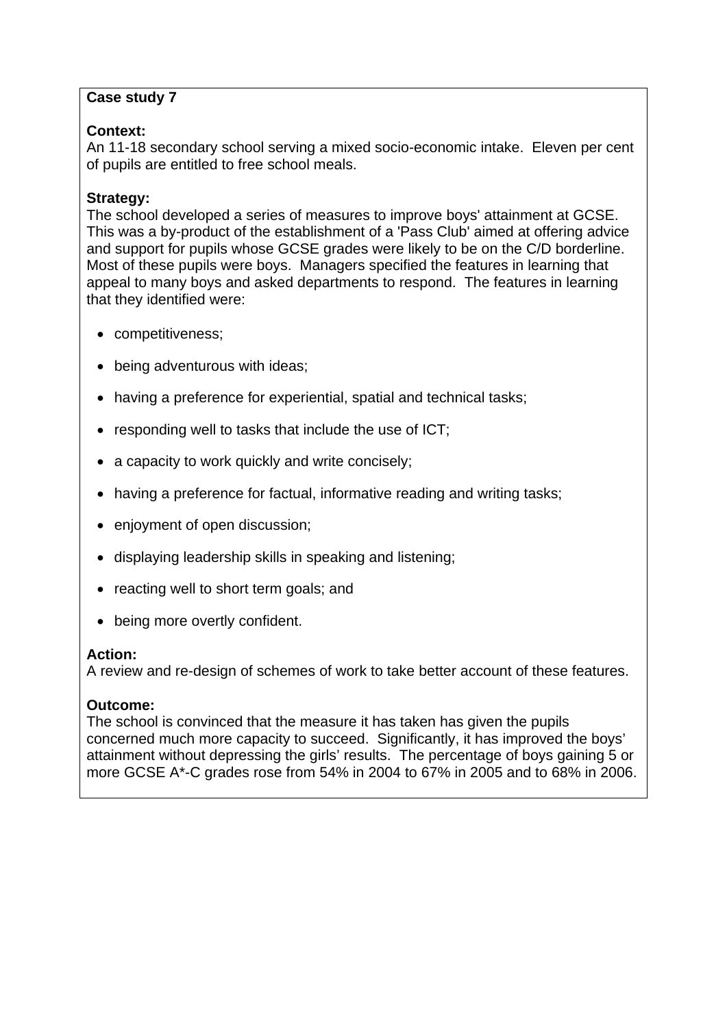**Case study 7**

**Context:**
An 11-18 secondary school serving a mixed socio-economic intake. Eleven per cent of pupils are entitled to free school meals.

**Strategy:**
The school developed a series of measures to improve boys' attainment at GCSE. This was a by-product of the establishment of a 'Pass Club' aimed at offering advice and support for pupils whose GCSE grades were likely to be on the C/D borderline. Most of these pupils were boys. Managers specified the features in learning that appeal to many boys and asked departments to respond. The features in learning that they identified were:

- competitiveness;
- being adventurous with ideas;
- having a preference for experiential, spatial and technical tasks;
- responding well to tasks that include the use of ICT;
- a capacity to work quickly and write concisely;
- having a preference for factual, informative reading and writing tasks;
- enjoyment of open discussion;
- displaying leadership skills in speaking and listening;
- reacting well to short term goals; and
- being more overtly confident.

**Action:**
A review and re-design of schemes of work to take better account of these features.

**Outcome:**
The school is convinced that the measure it has taken has given the pupils concerned much more capacity to succeed. Significantly, it has improved the boys' attainment without depressing the girls' results. The percentage of boys gaining 5 or more GCSE A*-C grades rose from 54% in 2004 to 67% in 2005 and to 68% in 2006.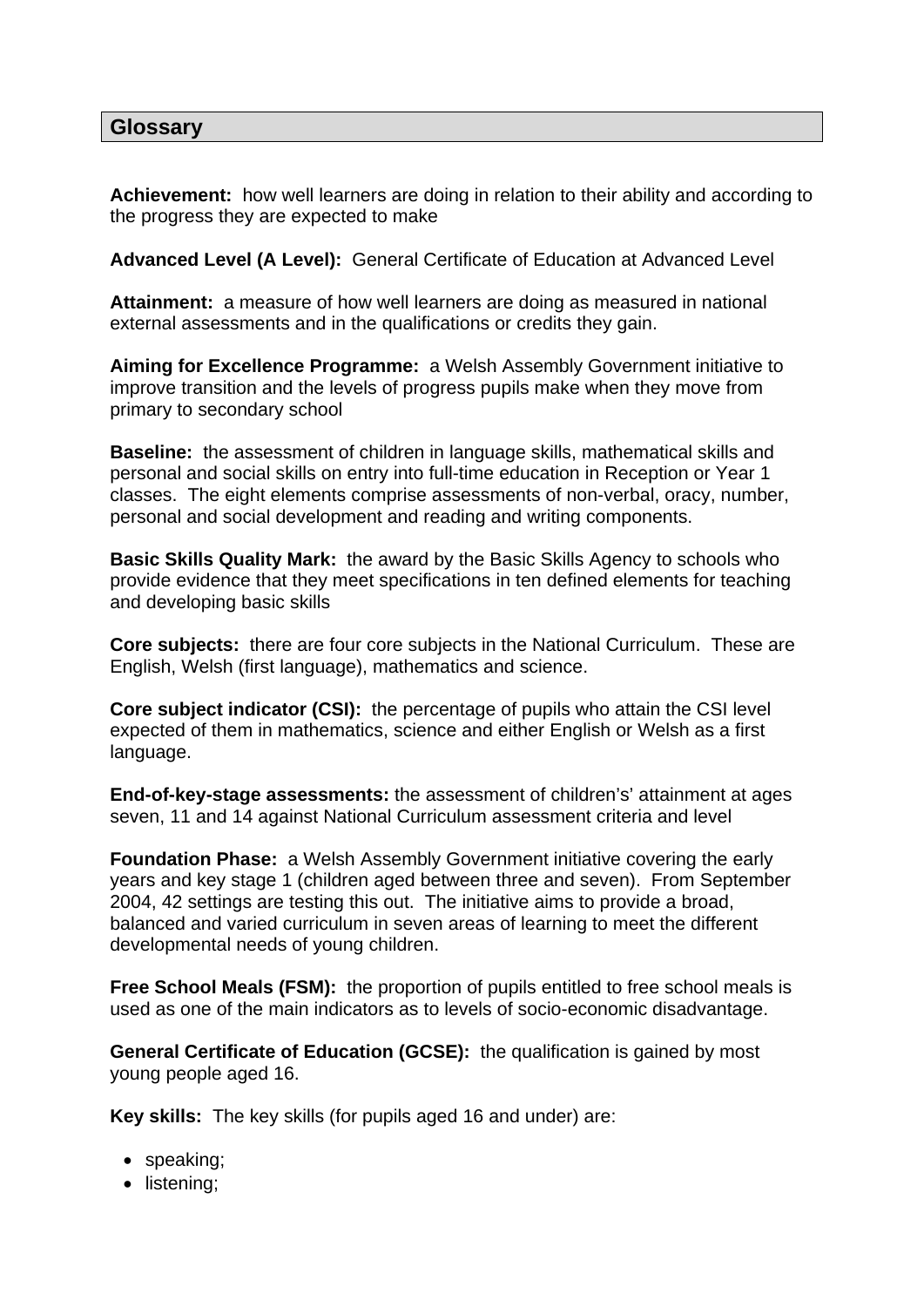## Glossary

**Achievement:** how well learners are doing in relation to their ability and according to the progress they are expected to make

**Advanced Level (A Level):** General Certificate of Education at Advanced Level

**Attainment:** a measure of how well learners are doing as measured in national external assessments and in the qualifications or credits they gain.

**Aiming for Excellence Programme:** a Welsh Assembly Government initiative to improve transition and the levels of progress pupils make when they move from primary to secondary school

**Baseline:** the assessment of children in language skills, mathematical skills and personal and social skills on entry into full-time education in Reception or Year 1 classes. The eight elements comprise assessments of non-verbal, oracy, number, personal and social development and reading and writing components.

**Basic Skills Quality Mark:** the award by the Basic Skills Agency to schools who provide evidence that they meet specifications in ten defined elements for teaching and developing basic skills

**Core subjects:** there are four core subjects in the National Curriculum. These are English, Welsh (first language), mathematics and science.

**Core subject indicator (CSI):** the percentage of pupils who attain the CSI level expected of them in mathematics, science and either English or Welsh as a first language.

**End-of-key-stage assessments:** the assessment of children's' attainment at ages seven, 11 and 14 against National Curriculum assessment criteria and level

**Foundation Phase:** a Welsh Assembly Government initiative covering the early years and key stage 1 (children aged between three and seven). From September 2004, 42 settings are testing this out. The initiative aims to provide a broad, balanced and varied curriculum in seven areas of learning to meet the different developmental needs of young children.

**Free School Meals (FSM):** the proportion of pupils entitled to free school meals is used as one of the main indicators as to levels of socio-economic disadvantage.

**General Certificate of Education (GCSE):** the qualification is gained by most young people aged 16.

**Key skills:** The key skills (for pupils aged 16 and under) are:

- speaking;
- listening;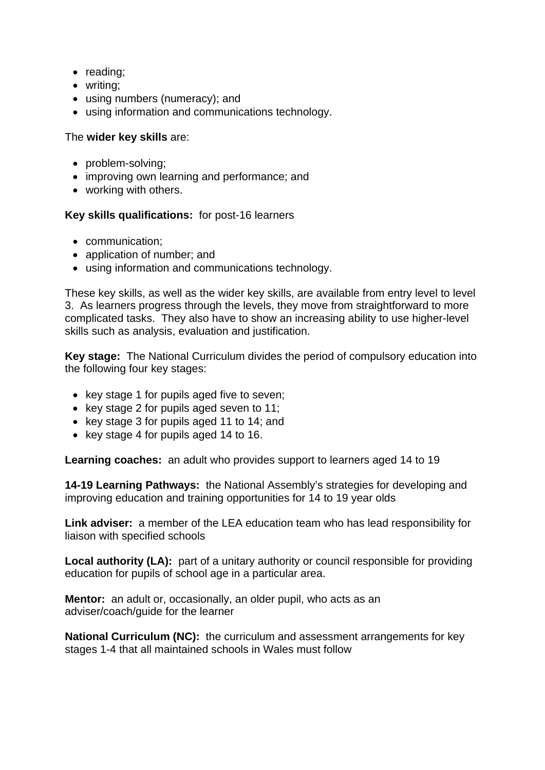- reading;
- writing;
- using numbers (numeracy); and
- using information and communications technology.

The **wider key skills** are:

- problem-solving;
- improving own learning and performance; and
- working with others.

**Key skills qualifications:** for post-16 learners

- communication;
- application of number; and
- using information and communications technology.

These key skills, as well as the wider key skills, are available from entry level to level 3. As learners progress through the levels, they move from straightforward to more complicated tasks. They also have to show an increasing ability to use higher-level skills such as analysis, evaluation and justification.

**Key stage:** The National Curriculum divides the period of compulsory education into the following four key stages:

- key stage 1 for pupils aged five to seven;
- key stage 2 for pupils aged seven to 11;
- key stage 3 for pupils aged 11 to 14; and
- key stage 4 for pupils aged 14 to 16.

**Learning coaches:** an adult who provides support to learners aged 14 to 19

**14-19 Learning Pathways:** the National Assembly's strategies for developing and improving education and training opportunities for 14 to 19 year olds

**Link adviser:** a member of the LEA education team who has lead responsibility for liaison with specified schools

**Local authority (LA):** part of a unitary authority or council responsible for providing education for pupils of school age in a particular area.

**Mentor:** an adult or, occasionally, an older pupil, who acts as an adviser/coach/guide for the learner

**National Curriculum (NC):** the curriculum and assessment arrangements for key stages 1-4 that all maintained schools in Wales must follow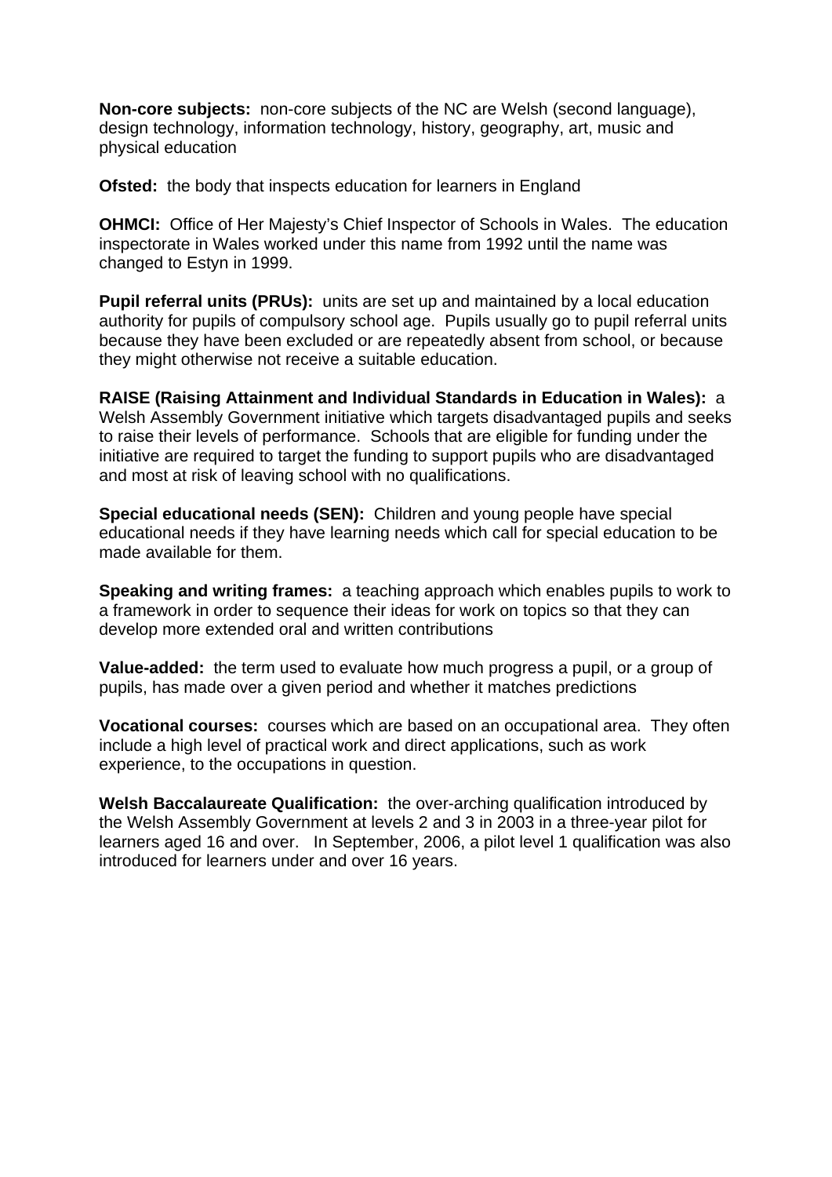**Non-core subjects:** non-core subjects of the NC are Welsh (second language), design technology, information technology, history, geography, art, music and physical education

**Ofsted:** the body that inspects education for learners in England

**OHMCI:** Office of Her Majesty's Chief Inspector of Schools in Wales. The education inspectorate in Wales worked under this name from 1992 until the name was changed to Estyn in 1999.

**Pupil referral units (PRUs):** units are set up and maintained by a local education authority for pupils of compulsory school age. Pupils usually go to pupil referral units because they have been excluded or are repeatedly absent from school, or because they might otherwise not receive a suitable education.

**RAISE (Raising Attainment and Individual Standards in Education in Wales):** a Welsh Assembly Government initiative which targets disadvantaged pupils and seeks to raise their levels of performance. Schools that are eligible for funding under the initiative are required to target the funding to support pupils who are disadvantaged and most at risk of leaving school with no qualifications.

**Special educational needs (SEN):** Children and young people have special educational needs if they have learning needs which call for special education to be made available for them.

**Speaking and writing frames:** a teaching approach which enables pupils to work to a framework in order to sequence their ideas for work on topics so that they can develop more extended oral and written contributions

**Value-added:** the term used to evaluate how much progress a pupil, or a group of pupils, has made over a given period and whether it matches predictions

**Vocational courses:** courses which are based on an occupational area. They often include a high level of practical work and direct applications, such as work experience, to the occupations in question.

**Welsh Baccalaureate Qualification:** the over-arching qualification introduced by the Welsh Assembly Government at levels 2 and 3 in 2003 in a three-year pilot for learners aged 16 and over. In September, 2006, a pilot level 1 qualification was also introduced for learners under and over 16 years.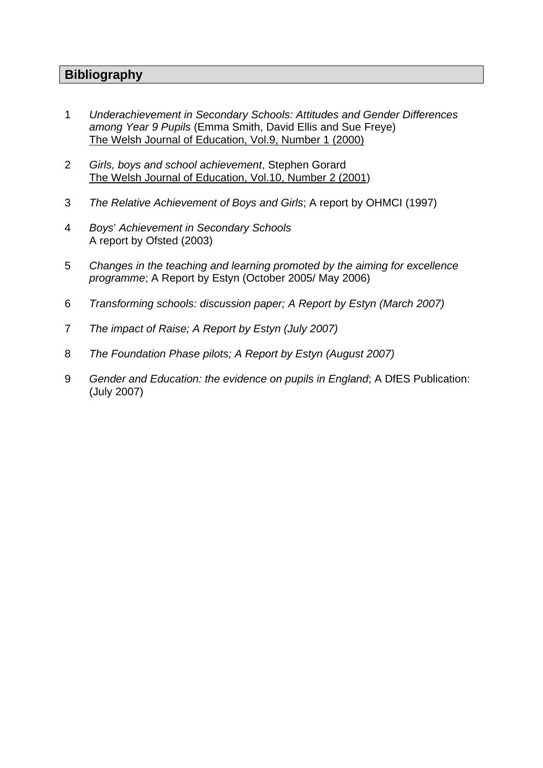## Bibliography

1. *Underachievement in Secondary Schools: Attitudes and Gender Differences among Year 9 Pupils* (Emma Smith, David Ellis and Sue Freye)
   <u>The Welsh Journal of Education, Vol.9, Number 1 (2000)</u>

2. *Girls, boys and school achievement*, Stephen Gorard
   <u>The Welsh Journal of Education, Vol.10, Number 2 (2001</u>)

3. *The Relative Achievement of Boys and Girls*; A report by OHMCI (1997)

4. *Boys' Achievement in Secondary Schools*
   A report by Ofsted (2003)

5. *Changes in the teaching and learning promoted by the aiming for excellence programme*; A Report by Estyn (October 2005/ May 2006)

6. *Transforming schools: discussion paper; A Report by Estyn (March 2007)*

7. *The impact of Raise; A Report by Estyn (July 2007)*

8. *The Foundation Phase pilots; A Report by Estyn (August 2007)*

9. *Gender and Education: the evidence on pupils in England*; A DfES Publication: (July 2007)